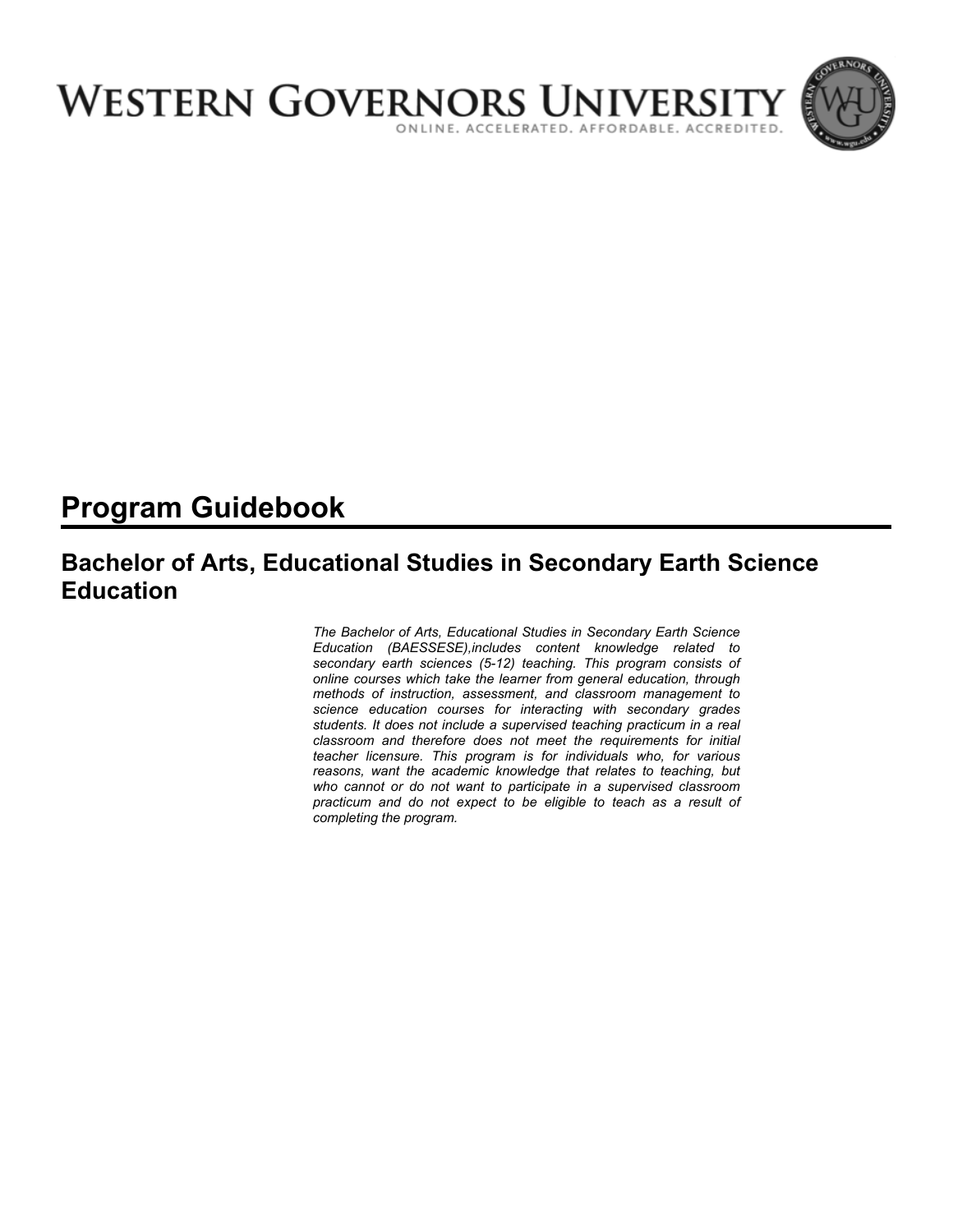WESTERN GOVERNORS UNIVERSITY

ONLINE. ACCELERATED. AFFORDABLE. ACCREDITED.

# Program Guidebook

## Bachelor of Arts, Educational Studies in Secondary Earth Science Education

*The Bachelor of Arts, Educational Studies in Secondary Earth Science Education (BAESSESE),includes content knowledge related to secondary earth sciences (5-12) teaching. This program consists of online courses which take the learner from general education, through methods of instruction, assessment, and classroom management to science education courses for interacting with secondary grades students. It does not include a supervised teaching practicum in a real classroom and therefore does not meet the requirements for initial teacher licensure. This program is for individuals who, for various reasons, want the academic knowledge that relates to teaching, but who cannot or do not want to participate in a supervised classroom practicum and do not expect to be eligible to teach as a result of completing the program.*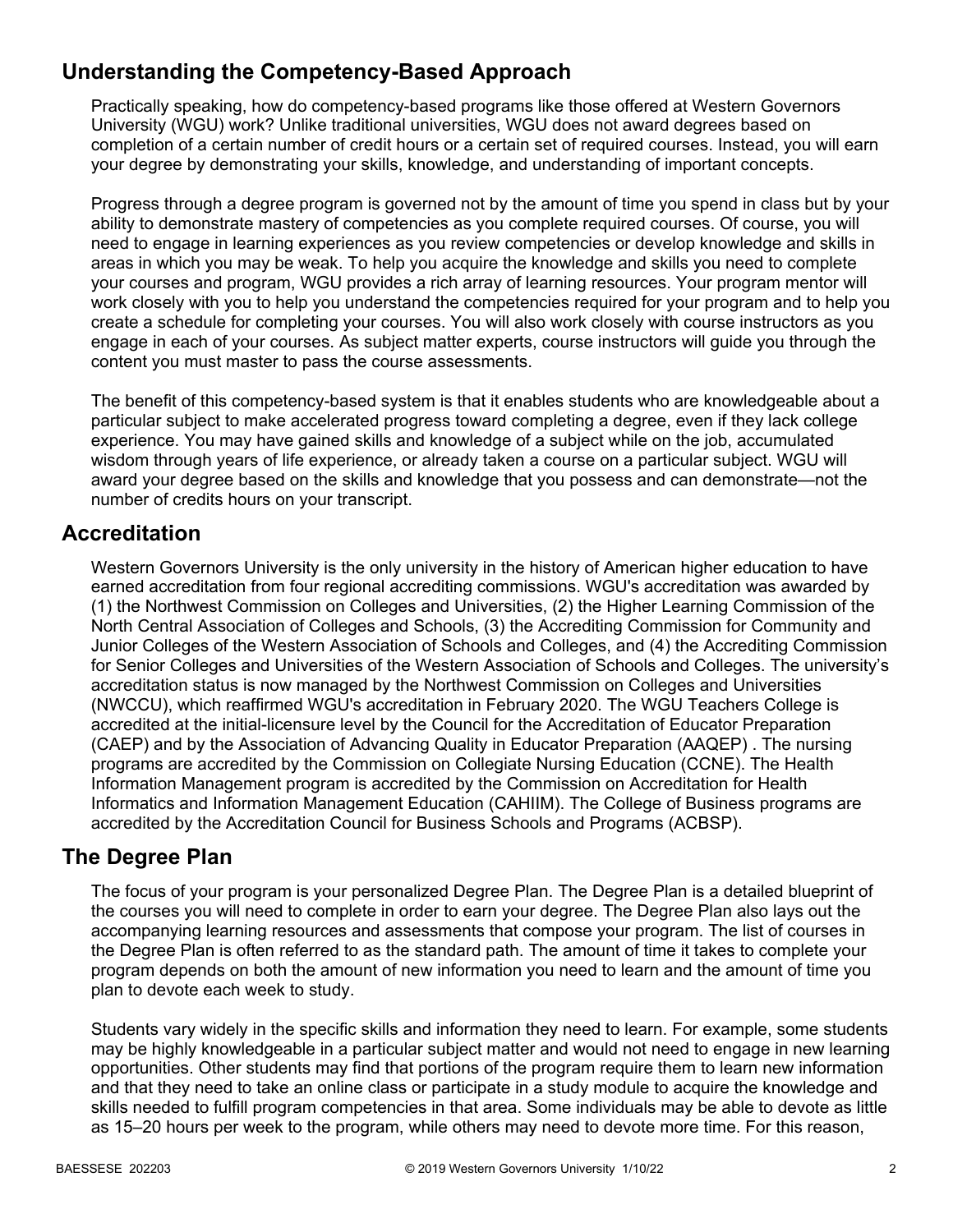## Understanding the Competency-Based Approach

Practically speaking, how do competency-based programs like those offered at Western Governors University (WGU) work? Unlike traditional universities, WGU does not award degrees based on completion of a certain number of credit hours or a certain set of required courses. Instead, you will earn your degree by demonstrating your skills, knowledge, and understanding of important concepts.

Progress through a degree program is governed not by the amount of time you spend in class but by your ability to demonstrate mastery of competencies as you complete required courses. Of course, you will need to engage in learning experiences as you review competencies or develop knowledge and skills in areas in which you may be weak. To help you acquire the knowledge and skills you need to complete your courses and program, WGU provides a rich array of learning resources. Your program mentor will work closely with you to help you understand the competencies required for your program and to help you create a schedule for completing your courses. You will also work closely with course instructors as you engage in each of your courses. As subject matter experts, course instructors will guide you through the content you must master to pass the course assessments.

The benefit of this competency-based system is that it enables students who are knowledgeable about a particular subject to make accelerated progress toward completing a degree, even if they lack college experience. You may have gained skills and knowledge of a subject while on the job, accumulated wisdom through years of life experience, or already taken a course on a particular subject. WGU will award your degree based on the skills and knowledge that you possess and can demonstrate—not the number of credits hours on your transcript.

## Accreditation

Western Governors University is the only university in the history of American higher education to have earned accreditation from four regional accrediting commissions. WGU's accreditation was awarded by (1) the Northwest Commission on Colleges and Universities, (2) the Higher Learning Commission of the North Central Association of Colleges and Schools, (3) the Accrediting Commission for Community and Junior Colleges of the Western Association of Schools and Colleges, and (4) the Accrediting Commission for Senior Colleges and Universities of the Western Association of Schools and Colleges. The university's accreditation status is now managed by the Northwest Commission on Colleges and Universities (NWCCU), which reaffirmed WGU's accreditation in February 2020. The WGU Teachers College is accredited at the initial-licensure level by the Council for the Accreditation of Educator Preparation (CAEP) and by the Association of Advancing Quality in Educator Preparation (AAQEP) . The nursing programs are accredited by the Commission on Collegiate Nursing Education (CCNE). The Health Information Management program is accredited by the Commission on Accreditation for Health Informatics and Information Management Education (CAHIIM). The College of Business programs are accredited by the Accreditation Council for Business Schools and Programs (ACBSP).

## The Degree Plan

The focus of your program is your personalized Degree Plan. The Degree Plan is a detailed blueprint of the courses you will need to complete in order to earn your degree. The Degree Plan also lays out the accompanying learning resources and assessments that compose your program. The list of courses in the Degree Plan is often referred to as the standard path. The amount of time it takes to complete your program depends on both the amount of new information you need to learn and the amount of time you plan to devote each week to study.

Students vary widely in the specific skills and information they need to learn. For example, some students may be highly knowledgeable in a particular subject matter and would not need to engage in new learning opportunities. Other students may find that portions of the program require them to learn new information and that they need to take an online class or participate in a study module to acquire the knowledge and skills needed to fulfill program competencies in that area. Some individuals may be able to devote as little as 15–20 hours per week to the program, while others may need to devote more time. For this reason,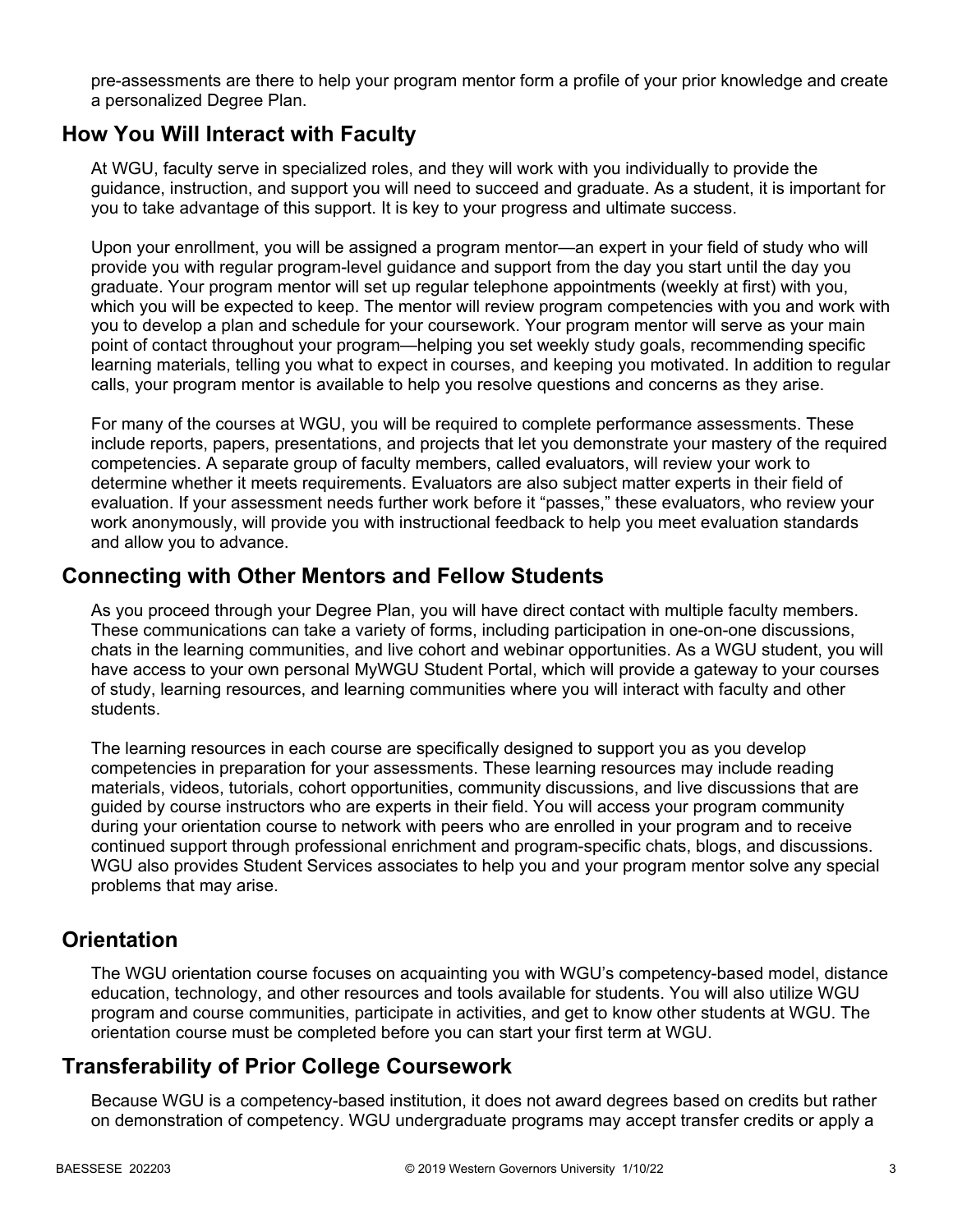pre-assessments are there to help your program mentor form a profile of your prior knowledge and create a personalized Degree Plan.

## How You Will Interact with Faculty

At WGU, faculty serve in specialized roles, and they will work with you individually to provide the guidance, instruction, and support you will need to succeed and graduate. As a student, it is important for you to take advantage of this support. It is key to your progress and ultimate success.

Upon your enrollment, you will be assigned a program mentor—an expert in your field of study who will provide you with regular program-level guidance and support from the day you start until the day you graduate. Your program mentor will set up regular telephone appointments (weekly at first) with you, which you will be expected to keep. The mentor will review program competencies with you and work with you to develop a plan and schedule for your coursework. Your program mentor will serve as your main point of contact throughout your program—helping you set weekly study goals, recommending specific learning materials, telling you what to expect in courses, and keeping you motivated. In addition to regular calls, your program mentor is available to help you resolve questions and concerns as they arise.

For many of the courses at WGU, you will be required to complete performance assessments. These include reports, papers, presentations, and projects that let you demonstrate your mastery of the required competencies. A separate group of faculty members, called evaluators, will review your work to determine whether it meets requirements. Evaluators are also subject matter experts in their field of evaluation. If your assessment needs further work before it "passes," these evaluators, who review your work anonymously, will provide you with instructional feedback to help you meet evaluation standards and allow you to advance.

## Connecting with Other Mentors and Fellow Students

As you proceed through your Degree Plan, you will have direct contact with multiple faculty members. These communications can take a variety of forms, including participation in one-on-one discussions, chats in the learning communities, and live cohort and webinar opportunities. As a WGU student, you will have access to your own personal MyWGU Student Portal, which will provide a gateway to your courses of study, learning resources, and learning communities where you will interact with faculty and other students.

The learning resources in each course are specifically designed to support you as you develop competencies in preparation for your assessments. These learning resources may include reading materials, videos, tutorials, cohort opportunities, community discussions, and live discussions that are guided by course instructors who are experts in their field. You will access your program community during your orientation course to network with peers who are enrolled in your program and to receive continued support through professional enrichment and program-specific chats, blogs, and discussions. WGU also provides Student Services associates to help you and your program mentor solve any special problems that may arise.

## Orientation

The WGU orientation course focuses on acquainting you with WGU's competency-based model, distance education, technology, and other resources and tools available for students. You will also utilize WGU program and course communities, participate in activities, and get to know other students at WGU. The orientation course must be completed before you can start your first term at WGU.

## Transferability of Prior College Coursework

Because WGU is a competency-based institution, it does not award degrees based on credits but rather on demonstration of competency. WGU undergraduate programs may accept transfer credits or apply a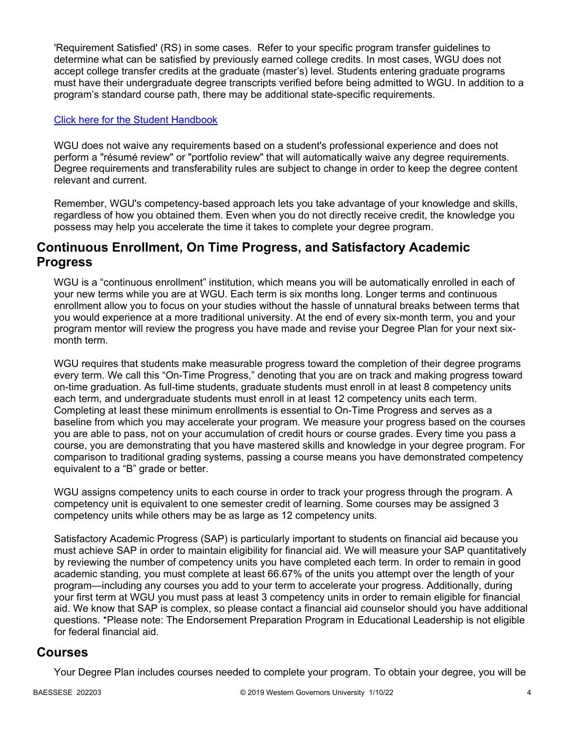'Requirement Satisfied' (RS) in some cases. Refer to your specific program transfer guidelines to determine what can be satisfied by previously earned college credits. In most cases, WGU does not accept college transfer credits at the graduate (master's) level. Students entering graduate programs must have their undergraduate degree transcripts verified before being admitted to WGU. In addition to a program's standard course path, there may be additional state-specific requirements.

[Click here for the Student Handbook]

WGU does not waive any requirements based on a student's professional experience and does not perform a "résumé review" or "portfolio review" that will automatically waive any degree requirements. Degree requirements and transferability rules are subject to change in order to keep the degree content relevant and current.

Remember, WGU's competency-based approach lets you take advantage of your knowledge and skills, regardless of how you obtained them. Even when you do not directly receive credit, the knowledge you possess may help you accelerate the time it takes to complete your degree program.

## Continuous Enrollment, On Time Progress, and Satisfactory Academic Progress

WGU is a "continuous enrollment" institution, which means you will be automatically enrolled in each of your new terms while you are at WGU. Each term is six months long. Longer terms and continuous enrollment allow you to focus on your studies without the hassle of unnatural breaks between terms that you would experience at a more traditional university. At the end of every six-month term, you and your program mentor will review the progress you have made and revise your Degree Plan for your next six-month term.

WGU requires that students make measurable progress toward the completion of their degree programs every term. We call this "On-Time Progress," denoting that you are on track and making progress toward on-time graduation. As full-time students, graduate students must enroll in at least 8 competency units each term, and undergraduate students must enroll in at least 12 competency units each term. Completing at least these minimum enrollments is essential to On-Time Progress and serves as a baseline from which you may accelerate your program. We measure your progress based on the courses you are able to pass, not on your accumulation of credit hours or course grades. Every time you pass a course, you are demonstrating that you have mastered skills and knowledge in your degree program. For comparison to traditional grading systems, passing a course means you have demonstrated competency equivalent to a "B" grade or better.

WGU assigns competency units to each course in order to track your progress through the program. A competency unit is equivalent to one semester credit of learning. Some courses may be assigned 3 competency units while others may be as large as 12 competency units.

Satisfactory Academic Progress (SAP) is particularly important to students on financial aid because you must achieve SAP in order to maintain eligibility for financial aid. We will measure your SAP quantitatively by reviewing the number of competency units you have completed each term. In order to remain in good academic standing, you must complete at least 66.67% of the units you attempt over the length of your program—including any courses you add to your term to accelerate your progress. Additionally, during your first term at WGU you must pass at least 3 competency units in order to remain eligible for financial aid. We know that SAP is complex, so please contact a financial aid counselor should you have additional questions. *Please note: The Endorsement Preparation Program in Educational Leadership is not eligible for federal financial aid.

## Courses

Your Degree Plan includes courses needed to complete your program. To obtain your degree, you will be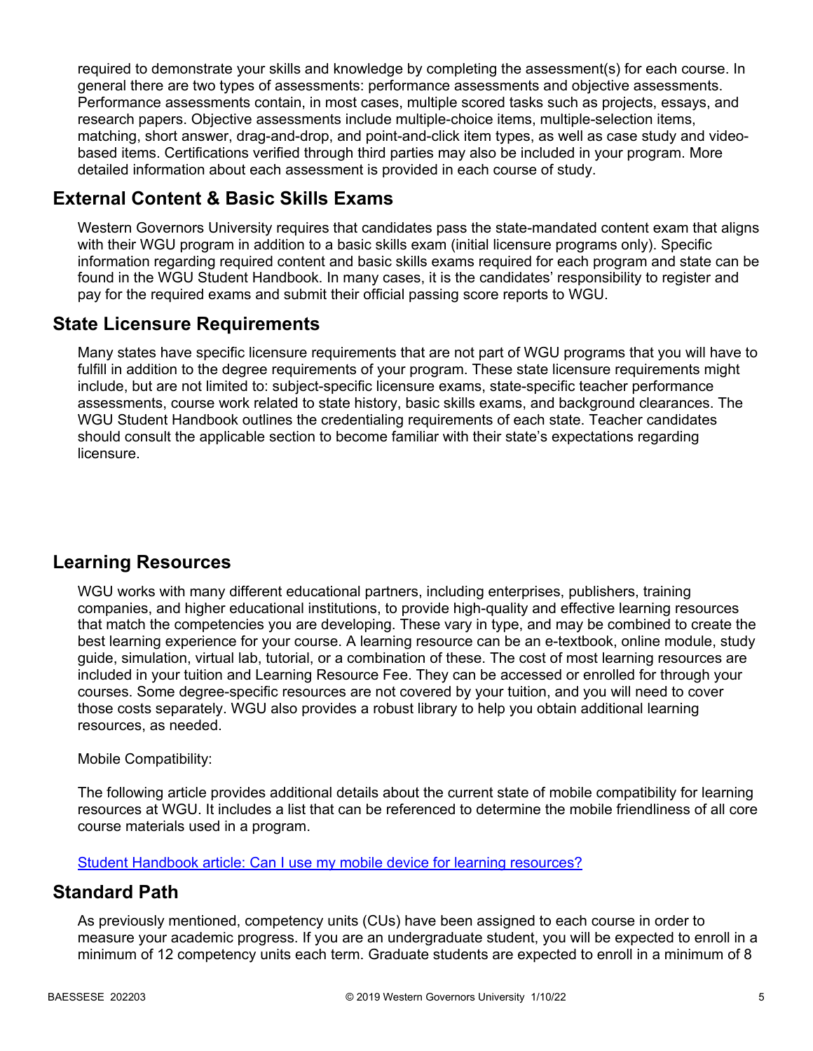required to demonstrate your skills and knowledge by completing the assessment(s) for each course. In general there are two types of assessments: performance assessments and objective assessments. Performance assessments contain, in most cases, multiple scored tasks such as projects, essays, and research papers. Objective assessments include multiple-choice items, multiple-selection items, matching, short answer, drag-and-drop, and point-and-click item types, as well as case study and video-based items. Certifications verified through third parties may also be included in your program. More detailed information about each assessment is provided in each course of study.

## External Content & Basic Skills Exams

Western Governors University requires that candidates pass the state-mandated content exam that aligns with their WGU program in addition to a basic skills exam (initial licensure programs only). Specific information regarding required content and basic skills exams required for each program and state can be found in the WGU Student Handbook. In many cases, it is the candidates' responsibility to register and pay for the required exams and submit their official passing score reports to WGU.

## State Licensure Requirements

Many states have specific licensure requirements that are not part of WGU programs that you will have to fulfill in addition to the degree requirements of your program. These state licensure requirements might include, but are not limited to: subject-specific licensure exams, state-specific teacher performance assessments, course work related to state history, basic skills exams, and background clearances. The WGU Student Handbook outlines the credentialing requirements of each state. Teacher candidates should consult the applicable section to become familiar with their state's expectations regarding licensure.

## Learning Resources

WGU works with many different educational partners, including enterprises, publishers, training companies, and higher educational institutions, to provide high-quality and effective learning resources that match the competencies you are developing. These vary in type, and may be combined to create the best learning experience for your course. A learning resource can be an e-textbook, online module, study guide, simulation, virtual lab, tutorial, or a combination of these. The cost of most learning resources are included in your tuition and Learning Resource Fee. They can be accessed or enrolled for through your courses. Some degree-specific resources are not covered by your tuition, and you will need to cover those costs separately. WGU also provides a robust library to help you obtain additional learning resources, as needed.

Mobile Compatibility:

The following article provides additional details about the current state of mobile compatibility for learning resources at WGU. It includes a list that can be referenced to determine the mobile friendliness of all core course materials used in a program.

[Student Handbook article: Can I use my mobile device for learning resources?]

## Standard Path

As previously mentioned, competency units (CUs) have been assigned to each course in order to measure your academic progress. If you are an undergraduate student, you will be expected to enroll in a minimum of 12 competency units each term. Graduate students are expected to enroll in a minimum of 8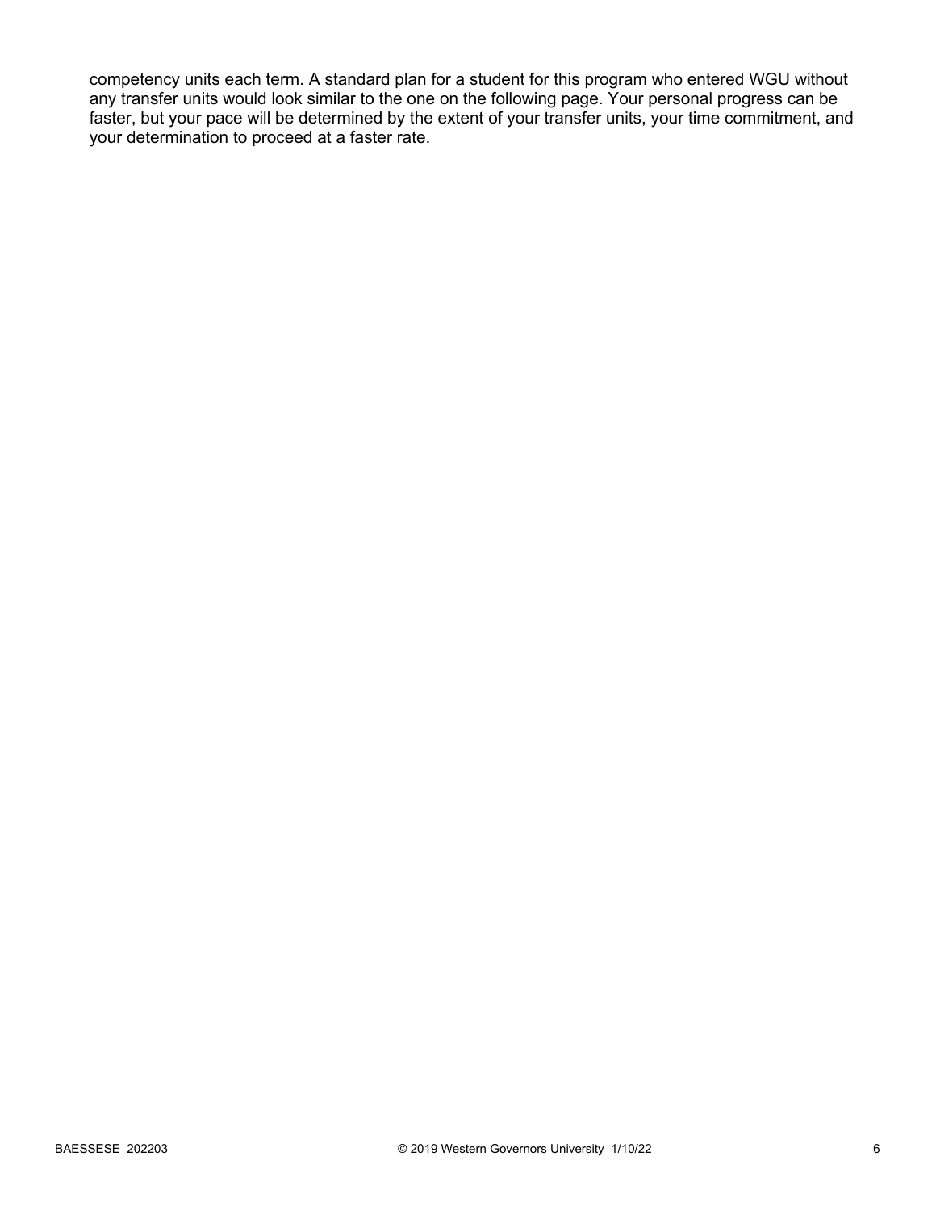competency units each term. A standard plan for a student for this program who entered WGU without any transfer units would look similar to the one on the following page. Your personal progress can be faster, but your pace will be determined by the extent of your transfer units, your time commitment, and your determination to proceed at a faster rate.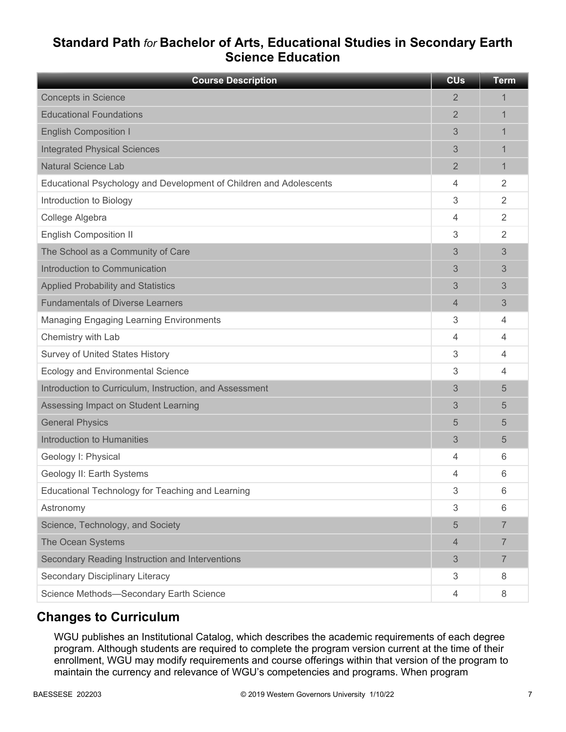## Standard Path *for* Bachelor of Arts, Educational Studies in Secondary Earth Science Education

| Course Description | CUs | Term |
|---|---|---|
| Concepts in Science | 2 | 1 |
| Educational Foundations | 2 | 1 |
| English Composition I | 3 | 1 |
| Integrated Physical Sciences | 3 | 1 |
| Natural Science Lab | 2 | 1 |
| Educational Psychology and Development of Children and Adolescents | 4 | 2 |
| Introduction to Biology | 3 | 2 |
| College Algebra | 4 | 2 |
| English Composition II | 3 | 2 |
| The School as a Community of Care | 3 | 3 |
| Introduction to Communication | 3 | 3 |
| Applied Probability and Statistics | 3 | 3 |
| Fundamentals of Diverse Learners | 4 | 3 |
| Managing Engaging Learning Environments | 3 | 4 |
| Chemistry with Lab | 4 | 4 |
| Survey of United States History | 3 | 4 |
| Ecology and Environmental Science | 3 | 4 |
| Introduction to Curriculum, Instruction, and Assessment | 3 | 5 |
| Assessing Impact on Student Learning | 3 | 5 |
| General Physics | 5 | 5 |
| Introduction to Humanities | 3 | 5 |
| Geology I: Physical | 4 | 6 |
| Geology II: Earth Systems | 4 | 6 |
| Educational Technology for Teaching and Learning | 3 | 6 |
| Astronomy | 3 | 6 |
| Science, Technology, and Society | 5 | 7 |
| The Ocean Systems | 4 | 7 |
| Secondary Reading Instruction and Interventions | 3 | 7 |
| Secondary Disciplinary Literacy | 3 | 8 |
| Science Methods—Secondary Earth Science | 4 | 8 |

## Changes to Curriculum

WGU publishes an Institutional Catalog, which describes the academic requirements of each degree program. Although students are required to complete the program version current at the time of their enrollment, WGU may modify requirements and course offerings within that version of the program to maintain the currency and relevance of WGU's competencies and programs. When program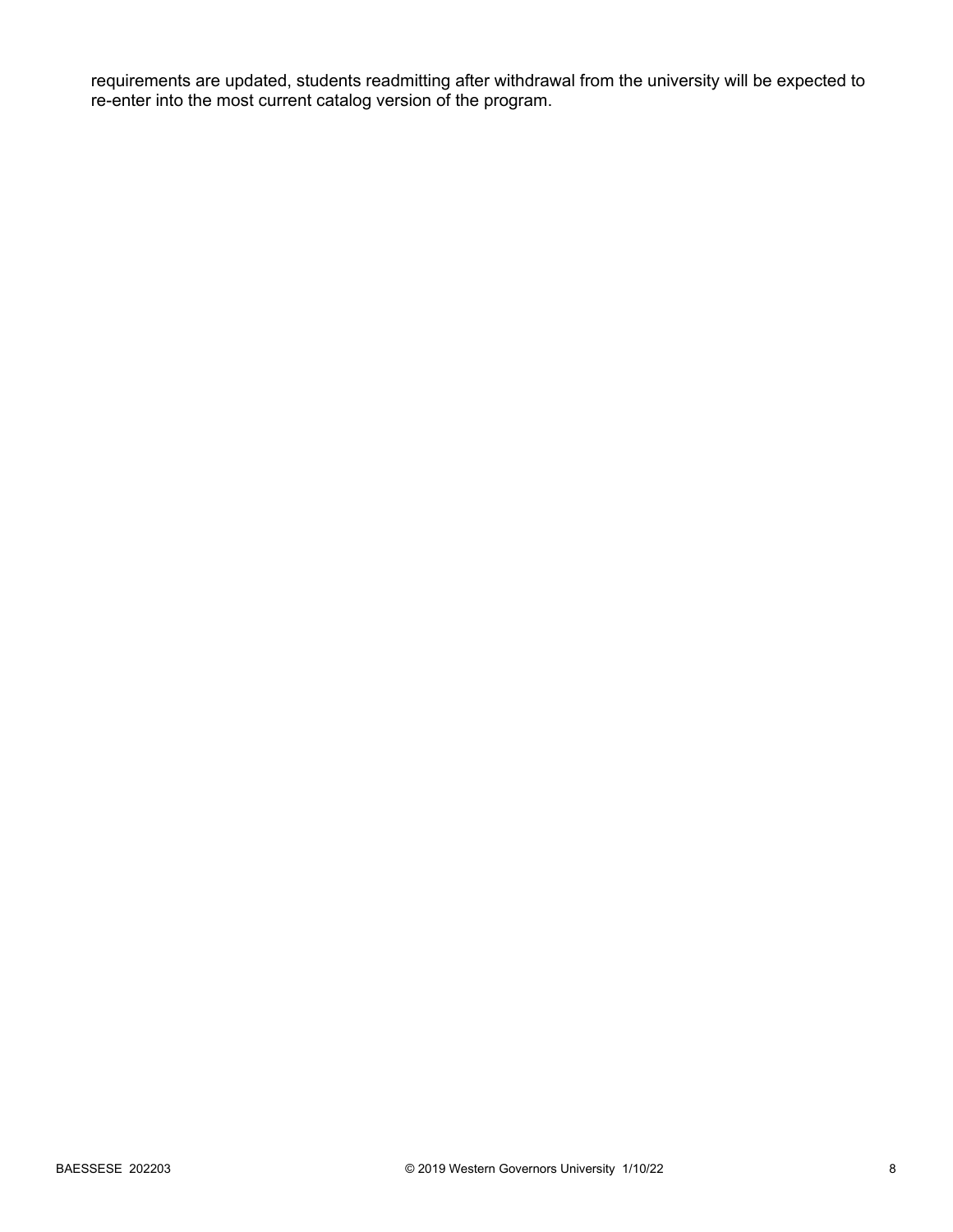requirements are updated, students readmitting after withdrawal from the university will be expected to re-enter into the most current catalog version of the program.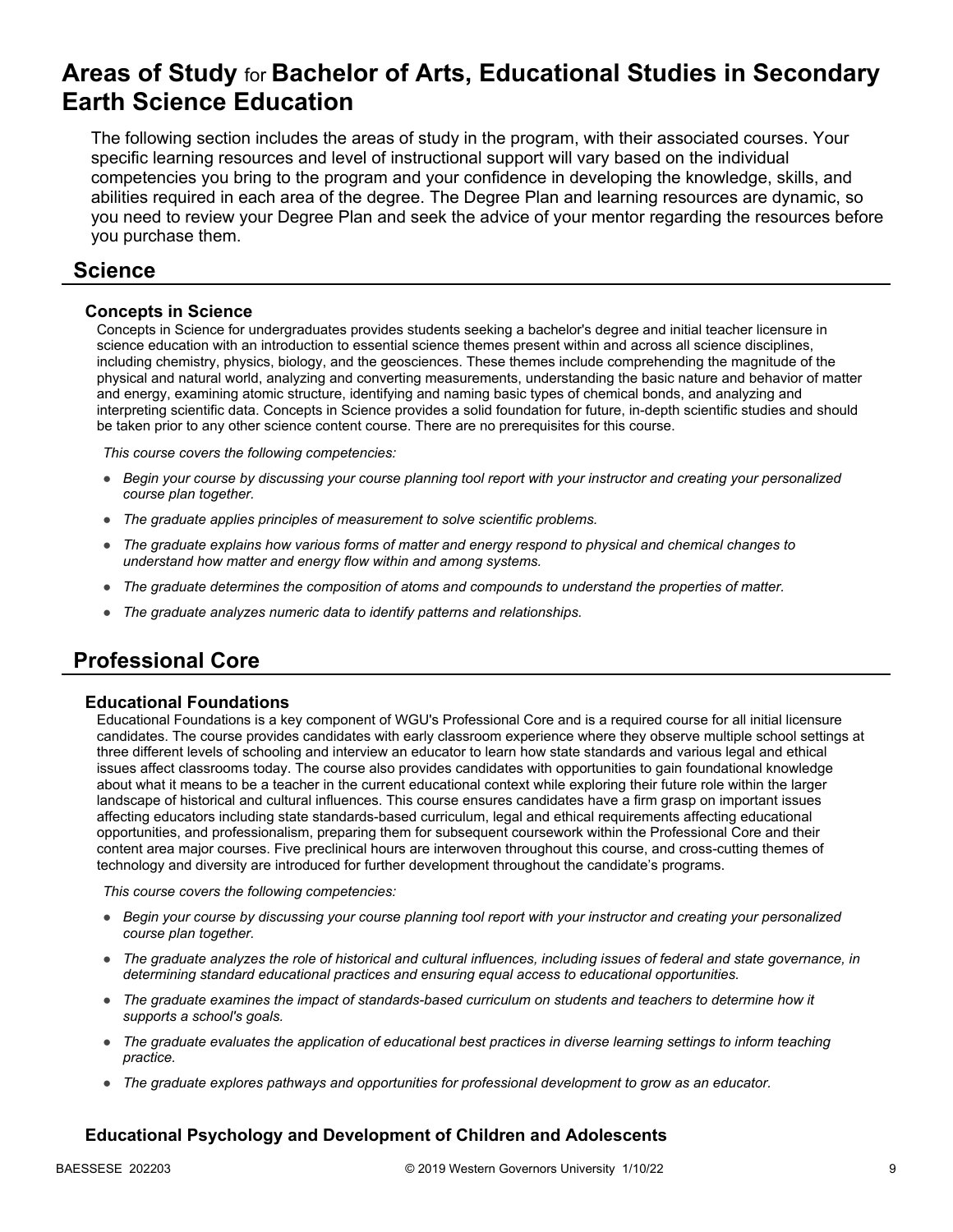# Areas of Study for Bachelor of Arts, Educational Studies in Secondary Earth Science Education

The following section includes the areas of study in the program, with their associated courses. Your specific learning resources and level of instructional support will vary based on the individual competencies you bring to the program and your confidence in developing the knowledge, skills, and abilities required in each area of the degree. The Degree Plan and learning resources are dynamic, so you need to review your Degree Plan and seek the advice of your mentor regarding the resources before you purchase them.

## Science

### Concepts in Science

Concepts in Science for undergraduates provides students seeking a bachelor's degree and initial teacher licensure in science education with an introduction to essential science themes present within and across all science disciplines, including chemistry, physics, biology, and the geosciences. These themes include comprehending the magnitude of the physical and natural world, analyzing and converting measurements, understanding the basic nature and behavior of matter and energy, examining atomic structure, identifying and naming basic types of chemical bonds, and analyzing and interpreting scientific data. Concepts in Science provides a solid foundation for future, in-depth scientific studies and should be taken prior to any other science content course. There are no prerequisites for this course.

*This course covers the following competencies:*

- *Begin your course by discussing your course planning tool report with your instructor and creating your personalized course plan together.*
- *The graduate applies principles of measurement to solve scientific problems.*
- *The graduate explains how various forms of matter and energy respond to physical and chemical changes to understand how matter and energy flow within and among systems.*
- *The graduate determines the composition of atoms and compounds to understand the properties of matter.*
- *The graduate analyzes numeric data to identify patterns and relationships.*

## Professional Core

### Educational Foundations

Educational Foundations is a key component of WGU's Professional Core and is a required course for all initial licensure candidates. The course provides candidates with early classroom experience where they observe multiple school settings at three different levels of schooling and interview an educator to learn how state standards and various legal and ethical issues affect classrooms today. The course also provides candidates with opportunities to gain foundational knowledge about what it means to be a teacher in the current educational context while exploring their future role within the larger landscape of historical and cultural influences. This course ensures candidates have a firm grasp on important issues affecting educators including state standards-based curriculum, legal and ethical requirements affecting educational opportunities, and professionalism, preparing them for subsequent coursework within the Professional Core and their content area major courses. Five preclinical hours are interwoven throughout this course, and cross-cutting themes of technology and diversity are introduced for further development throughout the candidate's programs.

*This course covers the following competencies:*

- *Begin your course by discussing your course planning tool report with your instructor and creating your personalized course plan together.*
- *The graduate analyzes the role of historical and cultural influences, including issues of federal and state governance, in determining standard educational practices and ensuring equal access to educational opportunities.*
- *The graduate examines the impact of standards-based curriculum on students and teachers to determine how it supports a school's goals.*
- *The graduate evaluates the application of educational best practices in diverse learning settings to inform teaching practice.*
- *The graduate explores pathways and opportunities for professional development to grow as an educator.*

### Educational Psychology and Development of Children and Adolescents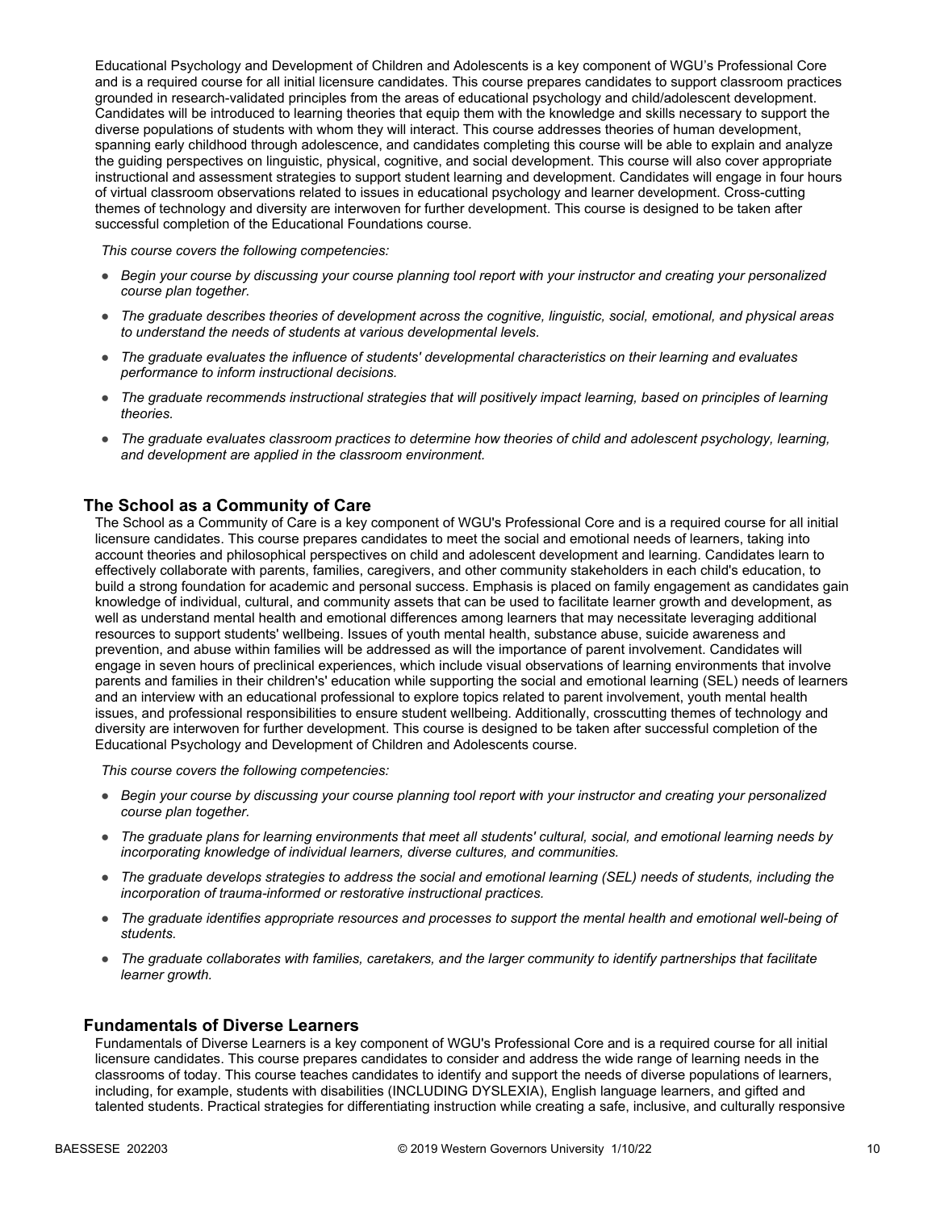Educational Psychology and Development of Children and Adolescents is a key component of WGU's Professional Core and is a required course for all initial licensure candidates. This course prepares candidates to support classroom practices grounded in research-validated principles from the areas of educational psychology and child/adolescent development. Candidates will be introduced to learning theories that equip them with the knowledge and skills necessary to support the diverse populations of students with whom they will interact. This course addresses theories of human development, spanning early childhood through adolescence, and candidates completing this course will be able to explain and analyze the guiding perspectives on linguistic, physical, cognitive, and social development. This course will also cover appropriate instructional and assessment strategies to support student learning and development. Candidates will engage in four hours of virtual classroom observations related to issues in educational psychology and learner development. Cross-cutting themes of technology and diversity are interwoven for further development. This course is designed to be taken after successful completion of the Educational Foundations course.

*This course covers the following competencies:*

- *Begin your course by discussing your course planning tool report with your instructor and creating your personalized course plan together.*
- *The graduate describes theories of development across the cognitive, linguistic, social, emotional, and physical areas to understand the needs of students at various developmental levels.*
- *The graduate evaluates the influence of students' developmental characteristics on their learning and evaluates performance to inform instructional decisions.*
- *The graduate recommends instructional strategies that will positively impact learning, based on principles of learning theories.*
- *The graduate evaluates classroom practices to determine how theories of child and adolescent psychology, learning, and development are applied in the classroom environment.*

### The School as a Community of Care

The School as a Community of Care is a key component of WGU's Professional Core and is a required course for all initial licensure candidates. This course prepares candidates to meet the social and emotional needs of learners, taking into account theories and philosophical perspectives on child and adolescent development and learning. Candidates learn to effectively collaborate with parents, families, caregivers, and other community stakeholders in each child's education, to build a strong foundation for academic and personal success. Emphasis is placed on family engagement as candidates gain knowledge of individual, cultural, and community assets that can be used to facilitate learner growth and development, as well as understand mental health and emotional differences among learners that may necessitate leveraging additional resources to support students' wellbeing. Issues of youth mental health, substance abuse, suicide awareness and prevention, and abuse within families will be addressed as will the importance of parent involvement. Candidates will engage in seven hours of preclinical experiences, which include visual observations of learning environments that involve parents and families in their children's' education while supporting the social and emotional learning (SEL) needs of learners and an interview with an educational professional to explore topics related to parent involvement, youth mental health issues, and professional responsibilities to ensure student wellbeing. Additionally, crosscutting themes of technology and diversity are interwoven for further development. This course is designed to be taken after successful completion of the Educational Psychology and Development of Children and Adolescents course.

*This course covers the following competencies:*

- *Begin your course by discussing your course planning tool report with your instructor and creating your personalized course plan together.*
- *The graduate plans for learning environments that meet all students' cultural, social, and emotional learning needs by incorporating knowledge of individual learners, diverse cultures, and communities.*
- *The graduate develops strategies to address the social and emotional learning (SEL) needs of students, including the incorporation of trauma-informed or restorative instructional practices.*
- *The graduate identifies appropriate resources and processes to support the mental health and emotional well-being of students.*
- *The graduate collaborates with families, caretakers, and the larger community to identify partnerships that facilitate learner growth.*

### Fundamentals of Diverse Learners

Fundamentals of Diverse Learners is a key component of WGU's Professional Core and is a required course for all initial licensure candidates. This course prepares candidates to consider and address the wide range of learning needs in the classrooms of today. This course teaches candidates to identify and support the needs of diverse populations of learners, including, for example, students with disabilities (INCLUDING DYSLEXIA), English language learners, and gifted and talented students. Practical strategies for differentiating instruction while creating a safe, inclusive, and culturally responsive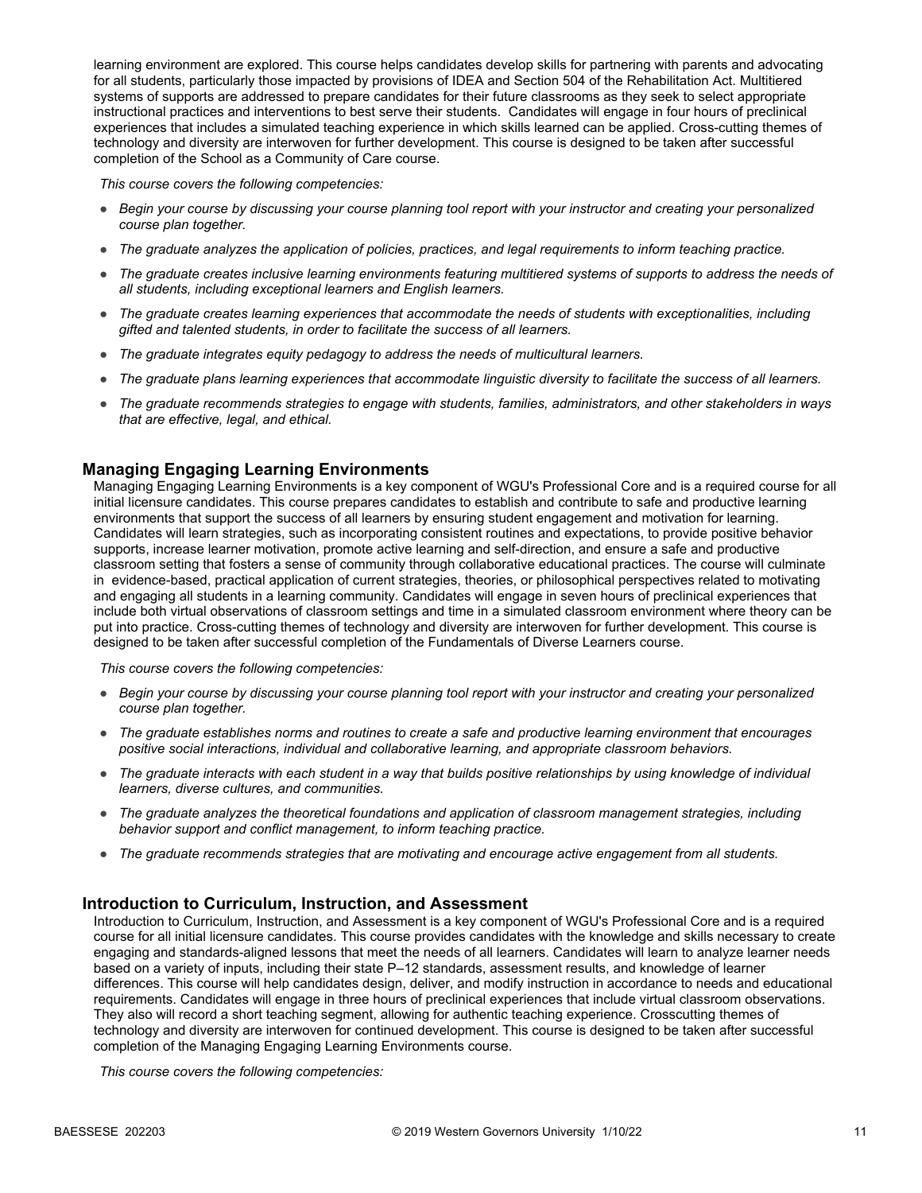learning environment are explored. This course helps candidates develop skills for partnering with parents and advocating for all students, particularly those impacted by provisions of IDEA and Section 504 of the Rehabilitation Act. Multitiered systems of supports are addressed to prepare candidates for their future classrooms as they seek to select appropriate instructional practices and interventions to best serve their students. Candidates will engage in four hours of preclinical experiences that includes a simulated teaching experience in which skills learned can be applied. Cross-cutting themes of technology and diversity are interwoven for further development. This course is designed to be taken after successful completion of the School as a Community of Care course.

*This course covers the following competencies:*

- *Begin your course by discussing your course planning tool report with your instructor and creating your personalized course plan together.*
- *The graduate analyzes the application of policies, practices, and legal requirements to inform teaching practice.*
- *The graduate creates inclusive learning environments featuring multitiered systems of supports to address the needs of all students, including exceptional learners and English learners.*
- *The graduate creates learning experiences that accommodate the needs of students with exceptionalities, including gifted and talented students, in order to facilitate the success of all learners.*
- *The graduate integrates equity pedagogy to address the needs of multicultural learners.*
- *The graduate plans learning experiences that accommodate linguistic diversity to facilitate the success of all learners.*
- *The graduate recommends strategies to engage with students, families, administrators, and other stakeholders in ways that are effective, legal, and ethical.*

### Managing Engaging Learning Environments

Managing Engaging Learning Environments is a key component of WGU's Professional Core and is a required course for all initial licensure candidates. This course prepares candidates to establish and contribute to safe and productive learning environments that support the success of all learners by ensuring student engagement and motivation for learning. Candidates will learn strategies, such as incorporating consistent routines and expectations, to provide positive behavior supports, increase learner motivation, promote active learning and self-direction, and ensure a safe and productive classroom setting that fosters a sense of community through collaborative educational practices. The course will culminate in evidence-based, practical application of current strategies, theories, or philosophical perspectives related to motivating and engaging all students in a learning community. Candidates will engage in seven hours of preclinical experiences that include both virtual observations of classroom settings and time in a simulated classroom environment where theory can be put into practice. Cross-cutting themes of technology and diversity are interwoven for further development. This course is designed to be taken after successful completion of the Fundamentals of Diverse Learners course.

*This course covers the following competencies:*

- *Begin your course by discussing your course planning tool report with your instructor and creating your personalized course plan together.*
- *The graduate establishes norms and routines to create a safe and productive learning environment that encourages positive social interactions, individual and collaborative learning, and appropriate classroom behaviors.*
- *The graduate interacts with each student in a way that builds positive relationships by using knowledge of individual learners, diverse cultures, and communities.*
- *The graduate analyzes the theoretical foundations and application of classroom management strategies, including behavior support and conflict management, to inform teaching practice.*
- *The graduate recommends strategies that are motivating and encourage active engagement from all students.*

### Introduction to Curriculum, Instruction, and Assessment

Introduction to Curriculum, Instruction, and Assessment is a key component of WGU's Professional Core and is a required course for all initial licensure candidates. This course provides candidates with the knowledge and skills necessary to create engaging and standards-aligned lessons that meet the needs of all learners. Candidates will learn to analyze learner needs based on a variety of inputs, including their state P–12 standards, assessment results, and knowledge of learner differences. This course will help candidates design, deliver, and modify instruction in accordance to needs and educational requirements. Candidates will engage in three hours of preclinical experiences that include virtual classroom observations. They also will record a short teaching segment, allowing for authentic teaching experience. Crosscutting themes of technology and diversity are interwoven for continued development. This course is designed to be taken after successful completion of the Managing Engaging Learning Environments course.

*This course covers the following competencies:*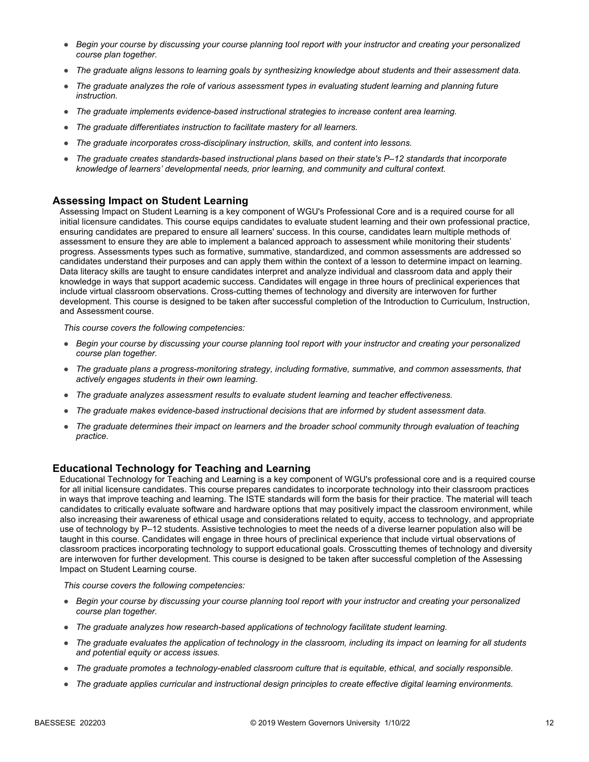- *Begin your course by discussing your course planning tool report with your instructor and creating your personalized course plan together.*
- *The graduate aligns lessons to learning goals by synthesizing knowledge about students and their assessment data.*
- *The graduate analyzes the role of various assessment types in evaluating student learning and planning future instruction.*
- *The graduate implements evidence-based instructional strategies to increase content area learning.*
- *The graduate differentiates instruction to facilitate mastery for all learners.*
- *The graduate incorporates cross-disciplinary instruction, skills, and content into lessons.*
- *The graduate creates standards-based instructional plans based on their state's P–12 standards that incorporate knowledge of learners' developmental needs, prior learning, and community and cultural context.*

### Assessing Impact on Student Learning

Assessing Impact on Student Learning is a key component of WGU's Professional Core and is a required course for all initial licensure candidates. This course equips candidates to evaluate student learning and their own professional practice, ensuring candidates are prepared to ensure all learners' success. In this course, candidates learn multiple methods of assessment to ensure they are able to implement a balanced approach to assessment while monitoring their students' progress. Assessments types such as formative, summative, standardized, and common assessments are addressed so candidates understand their purposes and can apply them within the context of a lesson to determine impact on learning. Data literacy skills are taught to ensure candidates interpret and analyze individual and classroom data and apply their knowledge in ways that support academic success. Candidates will engage in three hours of preclinical experiences that include virtual classroom observations. Cross-cutting themes of technology and diversity are interwoven for further development. This course is designed to be taken after successful completion of the Introduction to Curriculum, Instruction, and Assessment course.

*This course covers the following competencies:*

- *Begin your course by discussing your course planning tool report with your instructor and creating your personalized course plan together.*
- *The graduate plans a progress-monitoring strategy, including formative, summative, and common assessments, that actively engages students in their own learning.*
- *The graduate analyzes assessment results to evaluate student learning and teacher effectiveness.*
- *The graduate makes evidence-based instructional decisions that are informed by student assessment data.*
- *The graduate determines their impact on learners and the broader school community through evaluation of teaching practice.*

### Educational Technology for Teaching and Learning

Educational Technology for Teaching and Learning is a key component of WGU's professional core and is a required course for all initial licensure candidates. This course prepares candidates to incorporate technology into their classroom practices in ways that improve teaching and learning. The ISTE standards will form the basis for their practice. The material will teach candidates to critically evaluate software and hardware options that may positively impact the classroom environment, while also increasing their awareness of ethical usage and considerations related to equity, access to technology, and appropriate use of technology by P–12 students. Assistive technologies to meet the needs of a diverse learner population also will be taught in this course. Candidates will engage in three hours of preclinical experience that include virtual observations of classroom practices incorporating technology to support educational goals. Crosscutting themes of technology and diversity are interwoven for further development. This course is designed to be taken after successful completion of the Assessing Impact on Student Learning course.

*This course covers the following competencies:*

- *Begin your course by discussing your course planning tool report with your instructor and creating your personalized course plan together.*
- *The graduate analyzes how research-based applications of technology facilitate student learning.*
- *The graduate evaluates the application of technology in the classroom, including its impact on learning for all students and potential equity or access issues.*
- *The graduate promotes a technology-enabled classroom culture that is equitable, ethical, and socially responsible.*
- *The graduate applies curricular and instructional design principles to create effective digital learning environments.*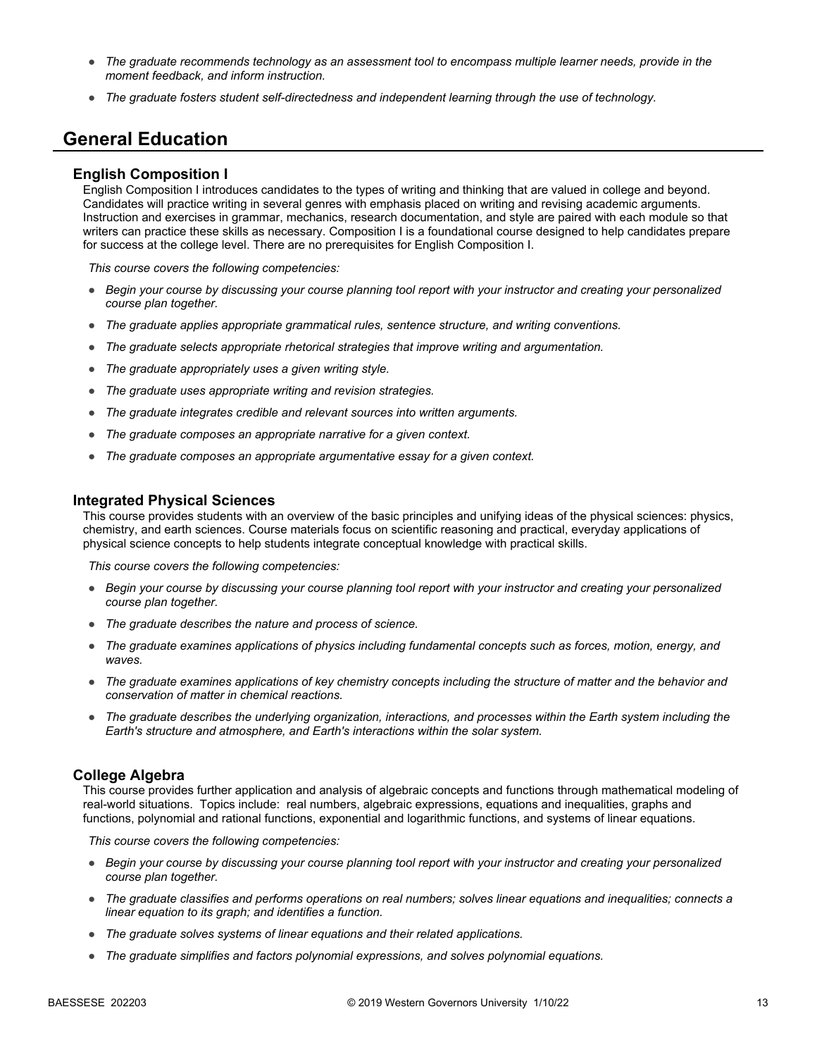- *The graduate recommends technology as an assessment tool to encompass multiple learner needs, provide in the moment feedback, and inform instruction.*
- *The graduate fosters student self-directedness and independent learning through the use of technology.*

## General Education

### English Composition I

English Composition I introduces candidates to the types of writing and thinking that are valued in college and beyond. Candidates will practice writing in several genres with emphasis placed on writing and revising academic arguments. Instruction and exercises in grammar, mechanics, research documentation, and style are paired with each module so that writers can practice these skills as necessary. Composition I is a foundational course designed to help candidates prepare for success at the college level. There are no prerequisites for English Composition I.

*This course covers the following competencies:*

- *Begin your course by discussing your course planning tool report with your instructor and creating your personalized course plan together.*
- *The graduate applies appropriate grammatical rules, sentence structure, and writing conventions.*
- *The graduate selects appropriate rhetorical strategies that improve writing and argumentation.*
- *The graduate appropriately uses a given writing style.*
- *The graduate uses appropriate writing and revision strategies.*
- *The graduate integrates credible and relevant sources into written arguments.*
- *The graduate composes an appropriate narrative for a given context.*
- *The graduate composes an appropriate argumentative essay for a given context.*

### Integrated Physical Sciences

This course provides students with an overview of the basic principles and unifying ideas of the physical sciences: physics, chemistry, and earth sciences. Course materials focus on scientific reasoning and practical, everyday applications of physical science concepts to help students integrate conceptual knowledge with practical skills.

*This course covers the following competencies:*

- *Begin your course by discussing your course planning tool report with your instructor and creating your personalized course plan together.*
- *The graduate describes the nature and process of science.*
- *The graduate examines applications of physics including fundamental concepts such as forces, motion, energy, and waves.*
- *The graduate examines applications of key chemistry concepts including the structure of matter and the behavior and conservation of matter in chemical reactions.*
- *The graduate describes the underlying organization, interactions, and processes within the Earth system including the Earth's structure and atmosphere, and Earth's interactions within the solar system.*

### College Algebra

This course provides further application and analysis of algebraic concepts and functions through mathematical modeling of real-world situations. Topics include: real numbers, algebraic expressions, equations and inequalities, graphs and functions, polynomial and rational functions, exponential and logarithmic functions, and systems of linear equations.

*This course covers the following competencies:*

- *Begin your course by discussing your course planning tool report with your instructor and creating your personalized course plan together.*
- *The graduate classifies and performs operations on real numbers; solves linear equations and inequalities; connects a linear equation to its graph; and identifies a function.*
- *The graduate solves systems of linear equations and their related applications.*
- *The graduate simplifies and factors polynomial expressions, and solves polynomial equations.*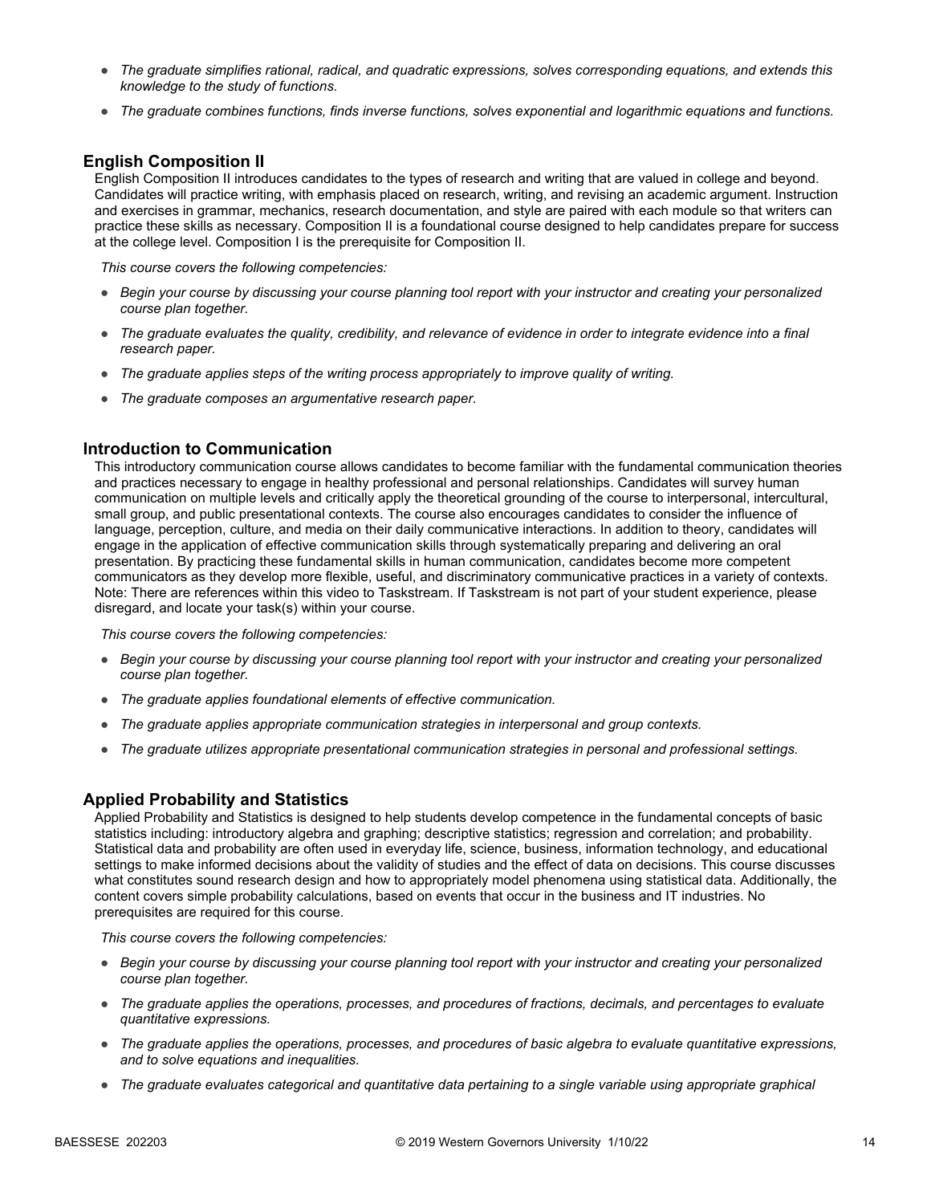- *The graduate simplifies rational, radical, and quadratic expressions, solves corresponding equations, and extends this knowledge to the study of functions.*
- *The graduate combines functions, finds inverse functions, solves exponential and logarithmic equations and functions.*

## English Composition II

English Composition II introduces candidates to the types of research and writing that are valued in college and beyond. Candidates will practice writing, with emphasis placed on research, writing, and revising an academic argument. Instruction and exercises in grammar, mechanics, research documentation, and style are paired with each module so that writers can practice these skills as necessary. Composition II is a foundational course designed to help candidates prepare for success at the college level. Composition I is the prerequisite for Composition II.

*This course covers the following competencies:*

- *Begin your course by discussing your course planning tool report with your instructor and creating your personalized course plan together.*
- *The graduate evaluates the quality, credibility, and relevance of evidence in order to integrate evidence into a final research paper.*
- *The graduate applies steps of the writing process appropriately to improve quality of writing.*
- *The graduate composes an argumentative research paper.*

## Introduction to Communication

This introductory communication course allows candidates to become familiar with the fundamental communication theories and practices necessary to engage in healthy professional and personal relationships. Candidates will survey human communication on multiple levels and critically apply the theoretical grounding of the course to interpersonal, intercultural, small group, and public presentational contexts. The course also encourages candidates to consider the influence of language, perception, culture, and media on their daily communicative interactions. In addition to theory, candidates will engage in the application of effective communication skills through systematically preparing and delivering an oral presentation. By practicing these fundamental skills in human communication, candidates become more competent communicators as they develop more flexible, useful, and discriminatory communicative practices in a variety of contexts. Note: There are references within this video to Taskstream. If Taskstream is not part of your student experience, please disregard, and locate your task(s) within your course.

*This course covers the following competencies:*

- *Begin your course by discussing your course planning tool report with your instructor and creating your personalized course plan together.*
- *The graduate applies foundational elements of effective communication.*
- *The graduate applies appropriate communication strategies in interpersonal and group contexts.*
- *The graduate utilizes appropriate presentational communication strategies in personal and professional settings.*

## Applied Probability and Statistics

Applied Probability and Statistics is designed to help students develop competence in the fundamental concepts of basic statistics including: introductory algebra and graphing; descriptive statistics; regression and correlation; and probability. Statistical data and probability are often used in everyday life, science, business, information technology, and educational settings to make informed decisions about the validity of studies and the effect of data on decisions. This course discusses what constitutes sound research design and how to appropriately model phenomena using statistical data. Additionally, the content covers simple probability calculations, based on events that occur in the business and IT industries. No prerequisites are required for this course.

*This course covers the following competencies:*

- *Begin your course by discussing your course planning tool report with your instructor and creating your personalized course plan together.*
- *The graduate applies the operations, processes, and procedures of fractions, decimals, and percentages to evaluate quantitative expressions.*
- *The graduate applies the operations, processes, and procedures of basic algebra to evaluate quantitative expressions, and to solve equations and inequalities.*
- *The graduate evaluates categorical and quantitative data pertaining to a single variable using appropriate graphical*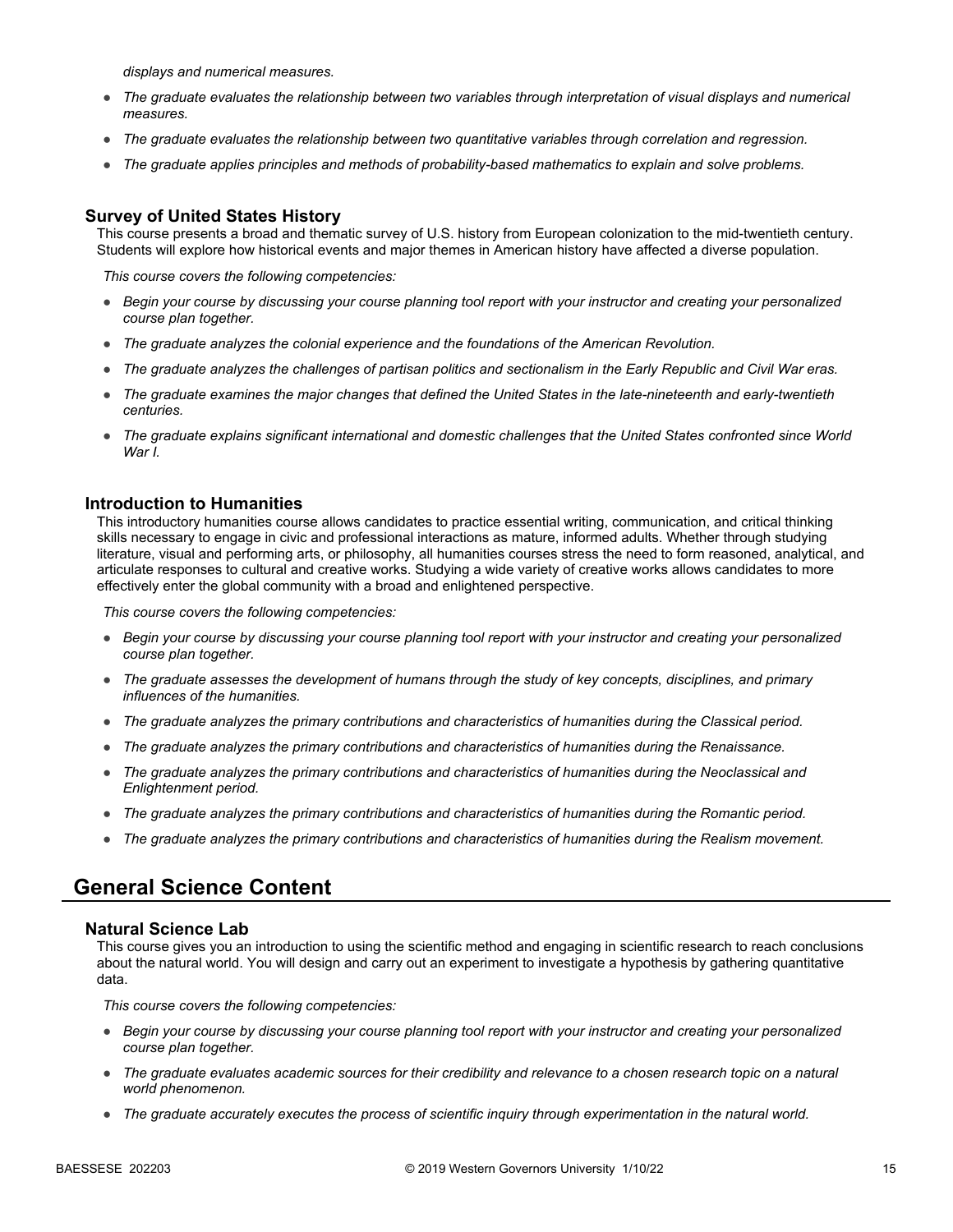*displays and numerical measures.*

- *The graduate evaluates the relationship between two variables through interpretation of visual displays and numerical measures.*
- *The graduate evaluates the relationship between two quantitative variables through correlation and regression.*
- *The graduate applies principles and methods of probability-based mathematics to explain and solve problems.*

### Survey of United States History

This course presents a broad and thematic survey of U.S. history from European colonization to the mid-twentieth century. Students will explore how historical events and major themes in American history have affected a diverse population.

*This course covers the following competencies:*

- *Begin your course by discussing your course planning tool report with your instructor and creating your personalized course plan together.*
- *The graduate analyzes the colonial experience and the foundations of the American Revolution.*
- *The graduate analyzes the challenges of partisan politics and sectionalism in the Early Republic and Civil War eras.*
- *The graduate examines the major changes that defined the United States in the late-nineteenth and early-twentieth centuries.*
- *The graduate explains significant international and domestic challenges that the United States confronted since World War I.*

### Introduction to Humanities

This introductory humanities course allows candidates to practice essential writing, communication, and critical thinking skills necessary to engage in civic and professional interactions as mature, informed adults. Whether through studying literature, visual and performing arts, or philosophy, all humanities courses stress the need to form reasoned, analytical, and articulate responses to cultural and creative works. Studying a wide variety of creative works allows candidates to more effectively enter the global community with a broad and enlightened perspective.

*This course covers the following competencies:*

- *Begin your course by discussing your course planning tool report with your instructor and creating your personalized course plan together.*
- *The graduate assesses the development of humans through the study of key concepts, disciplines, and primary influences of the humanities.*
- *The graduate analyzes the primary contributions and characteristics of humanities during the Classical period.*
- *The graduate analyzes the primary contributions and characteristics of humanities during the Renaissance.*
- *The graduate analyzes the primary contributions and characteristics of humanities during the Neoclassical and Enlightenment period.*
- *The graduate analyzes the primary contributions and characteristics of humanities during the Romantic period.*
- *The graduate analyzes the primary contributions and characteristics of humanities during the Realism movement.*

## General Science Content

### Natural Science Lab

This course gives you an introduction to using the scientific method and engaging in scientific research to reach conclusions about the natural world. You will design and carry out an experiment to investigate a hypothesis by gathering quantitative data.

*This course covers the following competencies:*

- *Begin your course by discussing your course planning tool report with your instructor and creating your personalized course plan together.*
- *The graduate evaluates academic sources for their credibility and relevance to a chosen research topic on a natural world phenomenon.*
- *The graduate accurately executes the process of scientific inquiry through experimentation in the natural world.*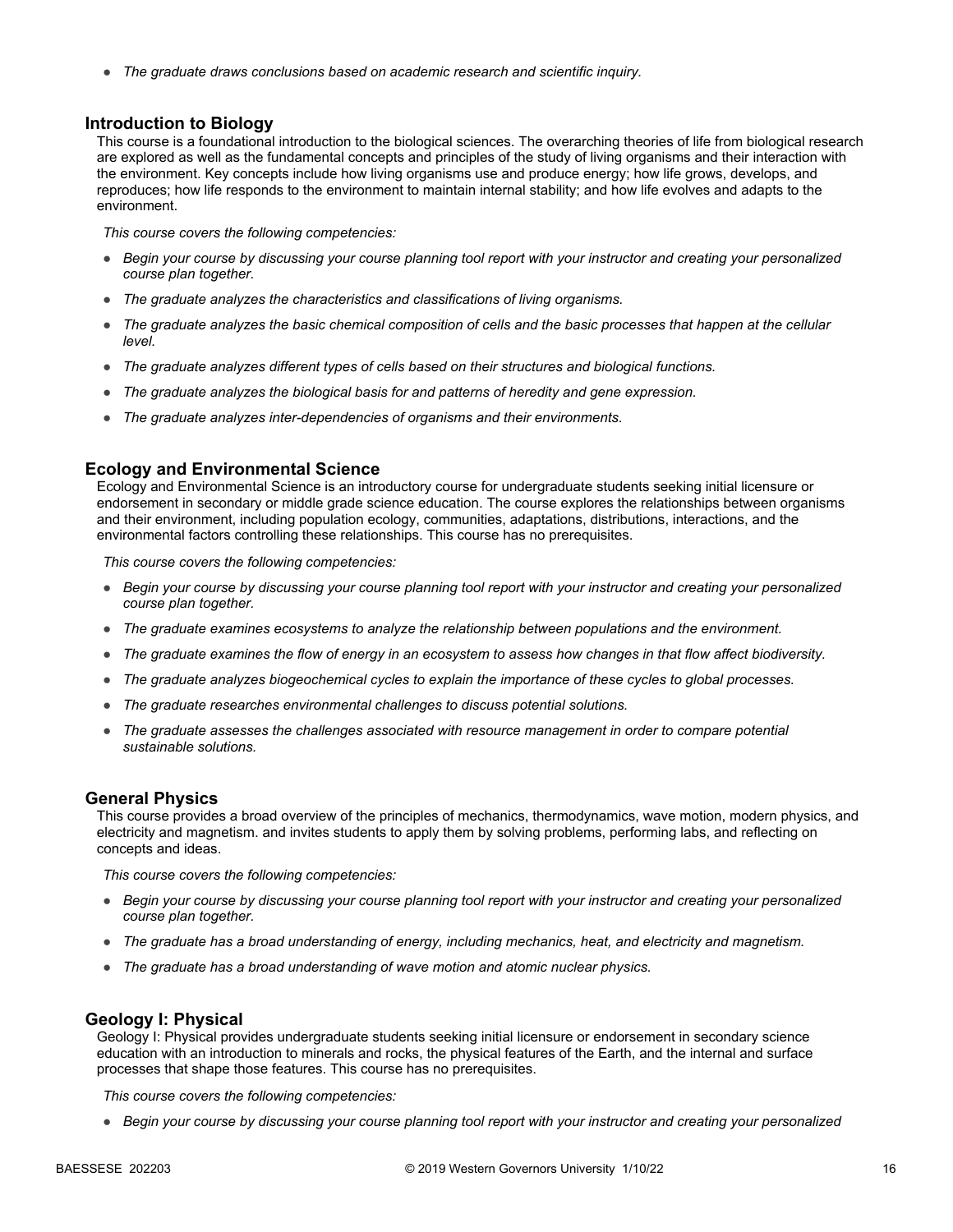- *The graduate draws conclusions based on academic research and scientific inquiry.*

### Introduction to Biology

This course is a foundational introduction to the biological sciences. The overarching theories of life from biological research are explored as well as the fundamental concepts and principles of the study of living organisms and their interaction with the environment. Key concepts include how living organisms use and produce energy; how life grows, develops, and reproduces; how life responds to the environment to maintain internal stability; and how life evolves and adapts to the environment.

*This course covers the following competencies:*

- *Begin your course by discussing your course planning tool report with your instructor and creating your personalized course plan together.*
- *The graduate analyzes the characteristics and classifications of living organisms.*
- *The graduate analyzes the basic chemical composition of cells and the basic processes that happen at the cellular level.*
- *The graduate analyzes different types of cells based on their structures and biological functions.*
- *The graduate analyzes the biological basis for and patterns of heredity and gene expression.*
- *The graduate analyzes inter-dependencies of organisms and their environments.*

### Ecology and Environmental Science

Ecology and Environmental Science is an introductory course for undergraduate students seeking initial licensure or endorsement in secondary or middle grade science education. The course explores the relationships between organisms and their environment, including population ecology, communities, adaptations, distributions, interactions, and the environmental factors controlling these relationships. This course has no prerequisites.

*This course covers the following competencies:*

- *Begin your course by discussing your course planning tool report with your instructor and creating your personalized course plan together.*
- *The graduate examines ecosystems to analyze the relationship between populations and the environment.*
- *The graduate examines the flow of energy in an ecosystem to assess how changes in that flow affect biodiversity.*
- *The graduate analyzes biogeochemical cycles to explain the importance of these cycles to global processes.*
- *The graduate researches environmental challenges to discuss potential solutions.*
- *The graduate assesses the challenges associated with resource management in order to compare potential sustainable solutions.*

### General Physics

This course provides a broad overview of the principles of mechanics, thermodynamics, wave motion, modern physics, and electricity and magnetism. and invites students to apply them by solving problems, performing labs, and reflecting on concepts and ideas.

*This course covers the following competencies:*

- *Begin your course by discussing your course planning tool report with your instructor and creating your personalized course plan together.*
- *The graduate has a broad understanding of energy, including mechanics, heat, and electricity and magnetism.*
- *The graduate has a broad understanding of wave motion and atomic nuclear physics.*

### Geology I: Physical

Geology I: Physical provides undergraduate students seeking initial licensure or endorsement in secondary science education with an introduction to minerals and rocks, the physical features of the Earth, and the internal and surface processes that shape those features. This course has no prerequisites.

*This course covers the following competencies:*

- *Begin your course by discussing your course planning tool report with your instructor and creating your personalized*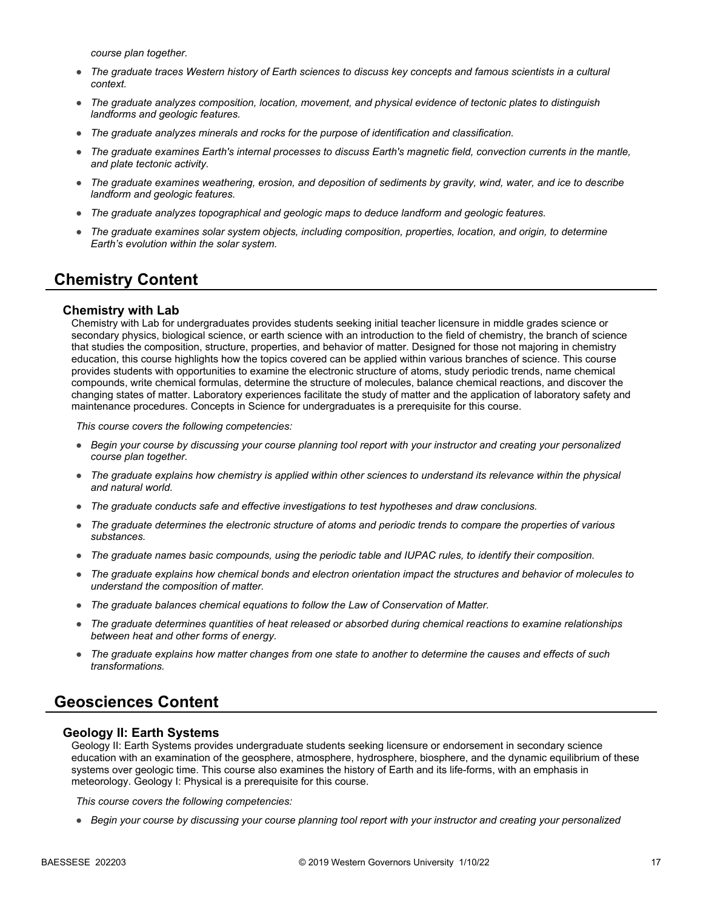*course plan together.*

- *The graduate traces Western history of Earth sciences to discuss key concepts and famous scientists in a cultural context.*
- *The graduate analyzes composition, location, movement, and physical evidence of tectonic plates to distinguish landforms and geologic features.*
- *The graduate analyzes minerals and rocks for the purpose of identification and classification.*
- *The graduate examines Earth's internal processes to discuss Earth's magnetic field, convection currents in the mantle, and plate tectonic activity.*
- *The graduate examines weathering, erosion, and deposition of sediments by gravity, wind, water, and ice to describe landform and geologic features.*
- *The graduate analyzes topographical and geologic maps to deduce landform and geologic features.*
- *The graduate examines solar system objects, including composition, properties, location, and origin, to determine Earth's evolution within the solar system.*

## Chemistry Content

### Chemistry with Lab

Chemistry with Lab for undergraduates provides students seeking initial teacher licensure in middle grades science or secondary physics, biological science, or earth science with an introduction to the field of chemistry, the branch of science that studies the composition, structure, properties, and behavior of matter. Designed for those not majoring in chemistry education, this course highlights how the topics covered can be applied within various branches of science. This course provides students with opportunities to examine the electronic structure of atoms, study periodic trends, name chemical compounds, write chemical formulas, determine the structure of molecules, balance chemical reactions, and discover the changing states of matter. Laboratory experiences facilitate the study of matter and the application of laboratory safety and maintenance procedures. Concepts in Science for undergraduates is a prerequisite for this course.

*This course covers the following competencies:*

- *Begin your course by discussing your course planning tool report with your instructor and creating your personalized course plan together.*
- *The graduate explains how chemistry is applied within other sciences to understand its relevance within the physical and natural world.*
- *The graduate conducts safe and effective investigations to test hypotheses and draw conclusions.*
- *The graduate determines the electronic structure of atoms and periodic trends to compare the properties of various substances.*
- *The graduate names basic compounds, using the periodic table and IUPAC rules, to identify their composition.*
- *The graduate explains how chemical bonds and electron orientation impact the structures and behavior of molecules to understand the composition of matter.*
- *The graduate balances chemical equations to follow the Law of Conservation of Matter.*
- *The graduate determines quantities of heat released or absorbed during chemical reactions to examine relationships between heat and other forms of energy.*
- *The graduate explains how matter changes from one state to another to determine the causes and effects of such transformations.*

## Geosciences Content

### Geology II: Earth Systems

Geology II: Earth Systems provides undergraduate students seeking licensure or endorsement in secondary science education with an examination of the geosphere, atmosphere, hydrosphere, biosphere, and the dynamic equilibrium of these systems over geologic time. This course also examines the history of Earth and its life-forms, with an emphasis in meteorology. Geology I: Physical is a prerequisite for this course.

*This course covers the following competencies:*

- *Begin your course by discussing your course planning tool report with your instructor and creating your personalized*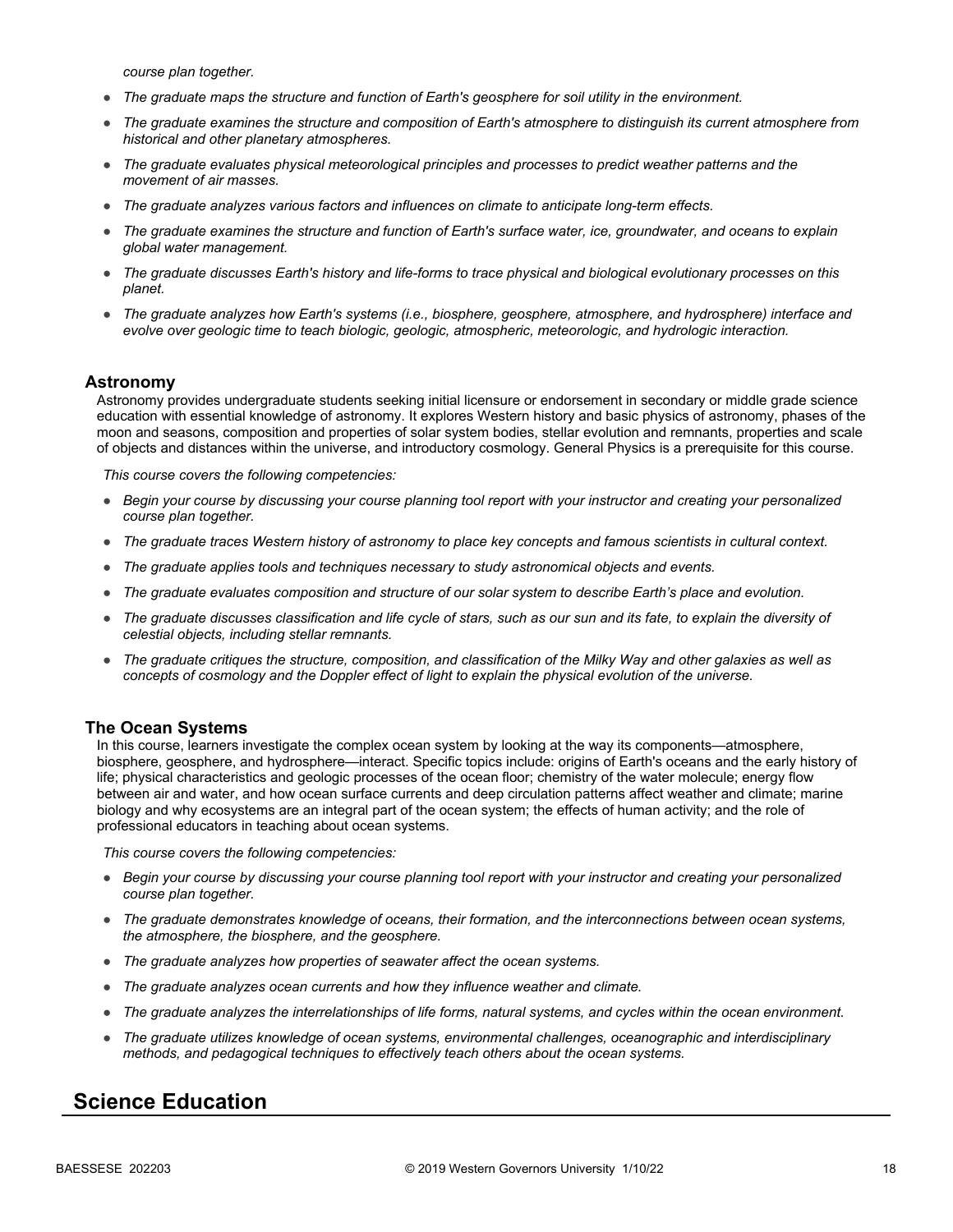*course plan together.*

- *The graduate maps the structure and function of Earth's geosphere for soil utility in the environment.*
- *The graduate examines the structure and composition of Earth's atmosphere to distinguish its current atmosphere from historical and other planetary atmospheres.*
- *The graduate evaluates physical meteorological principles and processes to predict weather patterns and the movement of air masses.*
- *The graduate analyzes various factors and influences on climate to anticipate long-term effects.*
- *The graduate examines the structure and function of Earth's surface water, ice, groundwater, and oceans to explain global water management.*
- *The graduate discusses Earth's history and life-forms to trace physical and biological evolutionary processes on this planet.*
- *The graduate analyzes how Earth's systems (i.e., biosphere, geosphere, atmosphere, and hydrosphere) interface and evolve over geologic time to teach biologic, geologic, atmospheric, meteorologic, and hydrologic interaction.*

### Astronomy

Astronomy provides undergraduate students seeking initial licensure or endorsement in secondary or middle grade science education with essential knowledge of astronomy. It explores Western history and basic physics of astronomy, phases of the moon and seasons, composition and properties of solar system bodies, stellar evolution and remnants, properties and scale of objects and distances within the universe, and introductory cosmology. General Physics is a prerequisite for this course.

*This course covers the following competencies:*

- *Begin your course by discussing your course planning tool report with your instructor and creating your personalized course plan together.*
- *The graduate traces Western history of astronomy to place key concepts and famous scientists in cultural context.*
- *The graduate applies tools and techniques necessary to study astronomical objects and events.*
- *The graduate evaluates composition and structure of our solar system to describe Earth's place and evolution.*
- *The graduate discusses classification and life cycle of stars, such as our sun and its fate, to explain the diversity of celestial objects, including stellar remnants.*
- *The graduate critiques the structure, composition, and classification of the Milky Way and other galaxies as well as concepts of cosmology and the Doppler effect of light to explain the physical evolution of the universe.*

### The Ocean Systems

In this course, learners investigate the complex ocean system by looking at the way its components—atmosphere, biosphere, geosphere, and hydrosphere—interact. Specific topics include: origins of Earth's oceans and the early history of life; physical characteristics and geologic processes of the ocean floor; chemistry of the water molecule; energy flow between air and water, and how ocean surface currents and deep circulation patterns affect weather and climate; marine biology and why ecosystems are an integral part of the ocean system; the effects of human activity; and the role of professional educators in teaching about ocean systems.

*This course covers the following competencies:*

- *Begin your course by discussing your course planning tool report with your instructor and creating your personalized course plan together.*
- *The graduate demonstrates knowledge of oceans, their formation, and the interconnections between ocean systems, the atmosphere, the biosphere, and the geosphere.*
- *The graduate analyzes how properties of seawater affect the ocean systems.*
- *The graduate analyzes ocean currents and how they influence weather and climate.*
- *The graduate analyzes the interrelationships of life forms, natural systems, and cycles within the ocean environment.*
- *The graduate utilizes knowledge of ocean systems, environmental challenges, oceanographic and interdisciplinary methods, and pedagogical techniques to effectively teach others about the ocean systems.*

## Science Education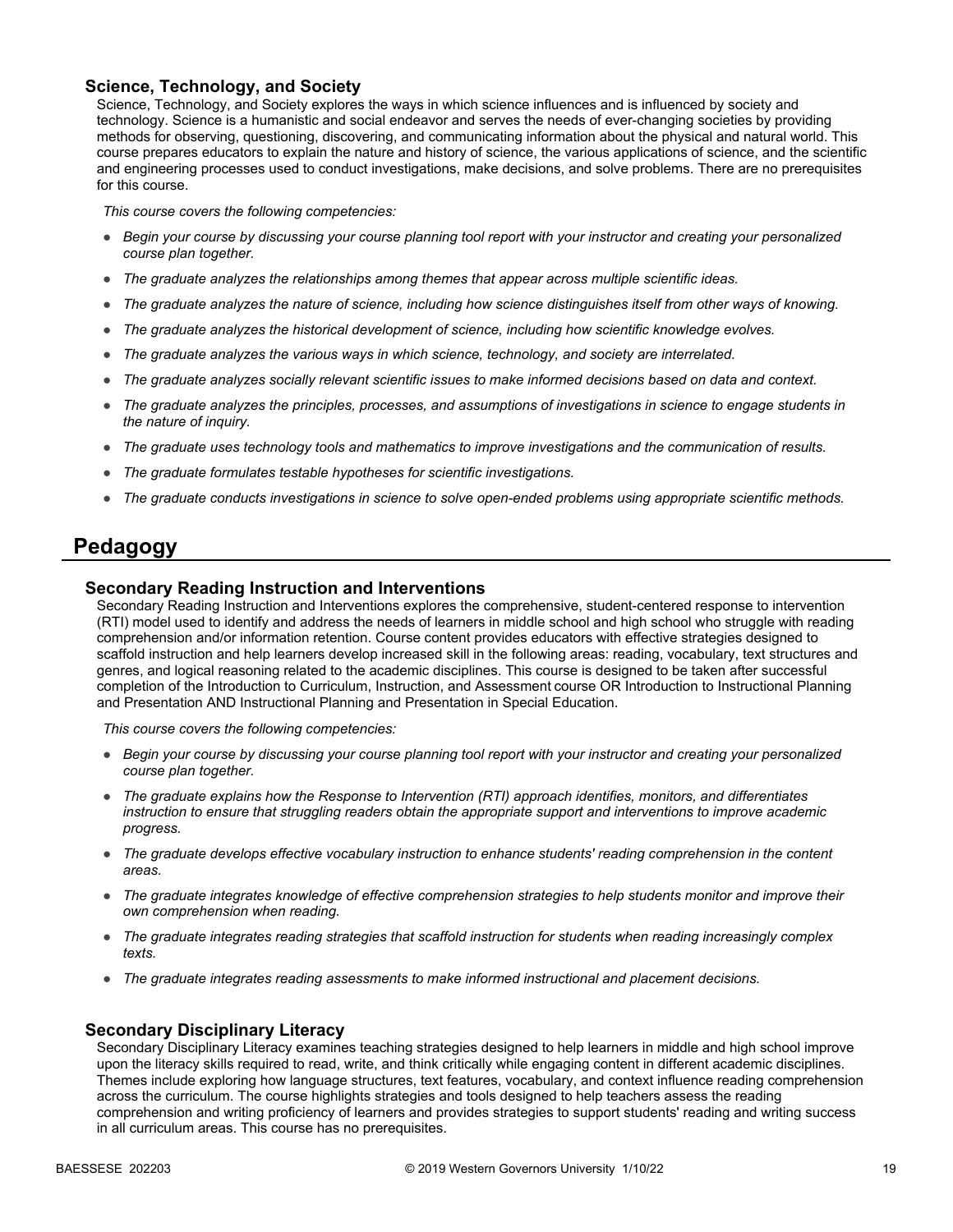### Science, Technology, and Society

Science, Technology, and Society explores the ways in which science influences and is influenced by society and technology. Science is a humanistic and social endeavor and serves the needs of ever-changing societies by providing methods for observing, questioning, discovering, and communicating information about the physical and natural world. This course prepares educators to explain the nature and history of science, the various applications of science, and the scientific and engineering processes used to conduct investigations, make decisions, and solve problems. There are no prerequisites for this course.

*This course covers the following competencies:*

- *Begin your course by discussing your course planning tool report with your instructor and creating your personalized course plan together.*
- *The graduate analyzes the relationships among themes that appear across multiple scientific ideas.*
- *The graduate analyzes the nature of science, including how science distinguishes itself from other ways of knowing.*
- *The graduate analyzes the historical development of science, including how scientific knowledge evolves.*
- *The graduate analyzes the various ways in which science, technology, and society are interrelated.*
- *The graduate analyzes socially relevant scientific issues to make informed decisions based on data and context.*
- *The graduate analyzes the principles, processes, and assumptions of investigations in science to engage students in the nature of inquiry.*
- *The graduate uses technology tools and mathematics to improve investigations and the communication of results.*
- *The graduate formulates testable hypotheses for scientific investigations.*
- *The graduate conducts investigations in science to solve open-ended problems using appropriate scientific methods.*

## Pedagogy

### Secondary Reading Instruction and Interventions

Secondary Reading Instruction and Interventions explores the comprehensive, student-centered response to intervention (RTI) model used to identify and address the needs of learners in middle school and high school who struggle with reading comprehension and/or information retention. Course content provides educators with effective strategies designed to scaffold instruction and help learners develop increased skill in the following areas: reading, vocabulary, text structures and genres, and logical reasoning related to the academic disciplines. This course is designed to be taken after successful completion of the Introduction to Curriculum, Instruction, and Assessment course OR Introduction to Instructional Planning and Presentation AND Instructional Planning and Presentation in Special Education.

*This course covers the following competencies:*

- *Begin your course by discussing your course planning tool report with your instructor and creating your personalized course plan together.*
- *The graduate explains how the Response to Intervention (RTI) approach identifies, monitors, and differentiates instruction to ensure that struggling readers obtain the appropriate support and interventions to improve academic progress.*
- *The graduate develops effective vocabulary instruction to enhance students' reading comprehension in the content areas.*
- *The graduate integrates knowledge of effective comprehension strategies to help students monitor and improve their own comprehension when reading.*
- *The graduate integrates reading strategies that scaffold instruction for students when reading increasingly complex texts.*
- *The graduate integrates reading assessments to make informed instructional and placement decisions.*

### Secondary Disciplinary Literacy

Secondary Disciplinary Literacy examines teaching strategies designed to help learners in middle and high school improve upon the literacy skills required to read, write, and think critically while engaging content in different academic disciplines. Themes include exploring how language structures, text features, vocabulary, and context influence reading comprehension across the curriculum. The course highlights strategies and tools designed to help teachers assess the reading comprehension and writing proficiency of learners and provides strategies to support students' reading and writing success in all curriculum areas. This course has no prerequisites.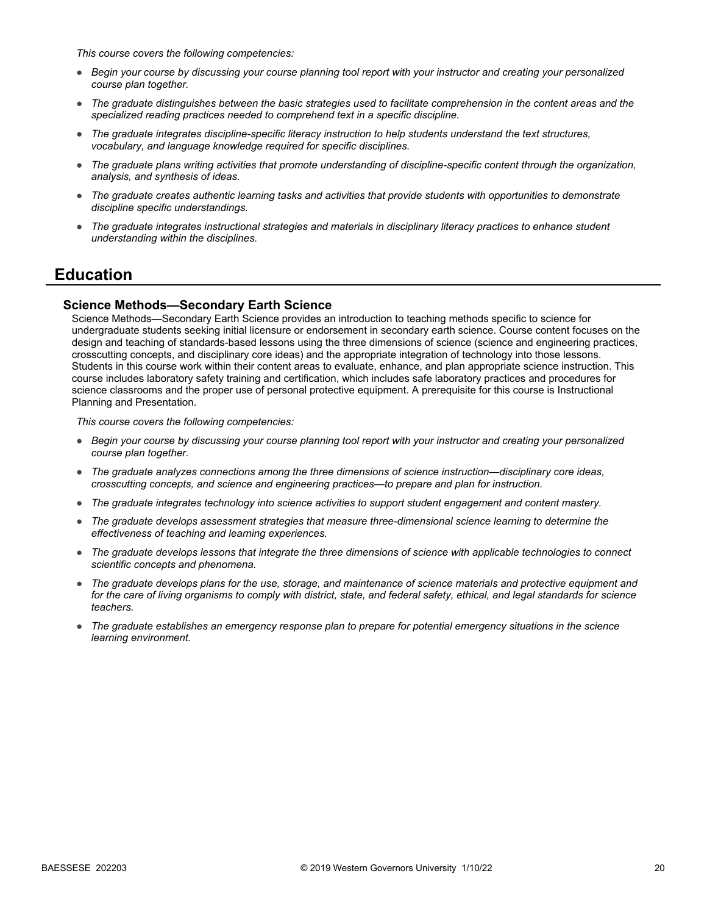*This course covers the following competencies:*

- *Begin your course by discussing your course planning tool report with your instructor and creating your personalized course plan together.*
- *The graduate distinguishes between the basic strategies used to facilitate comprehension in the content areas and the specialized reading practices needed to comprehend text in a specific discipline.*
- *The graduate integrates discipline-specific literacy instruction to help students understand the text structures, vocabulary, and language knowledge required for specific disciplines.*
- *The graduate plans writing activities that promote understanding of discipline-specific content through the organization, analysis, and synthesis of ideas.*
- *The graduate creates authentic learning tasks and activities that provide students with opportunities to demonstrate discipline specific understandings.*
- *The graduate integrates instructional strategies and materials in disciplinary literacy practices to enhance student understanding within the disciplines.*

## Education

### Science Methods—Secondary Earth Science

Science Methods—Secondary Earth Science provides an introduction to teaching methods specific to science for undergraduate students seeking initial licensure or endorsement in secondary earth science. Course content focuses on the design and teaching of standards-based lessons using the three dimensions of science (science and engineering practices, crosscutting concepts, and disciplinary core ideas) and the appropriate integration of technology into those lessons. Students in this course work within their content areas to evaluate, enhance, and plan appropriate science instruction. This course includes laboratory safety training and certification, which includes safe laboratory practices and procedures for science classrooms and the proper use of personal protective equipment. A prerequisite for this course is Instructional Planning and Presentation.

*This course covers the following competencies:*

- *Begin your course by discussing your course planning tool report with your instructor and creating your personalized course plan together.*
- *The graduate analyzes connections among the three dimensions of science instruction—disciplinary core ideas, crosscutting concepts, and science and engineering practices—to prepare and plan for instruction.*
- *The graduate integrates technology into science activities to support student engagement and content mastery.*
- *The graduate develops assessment strategies that measure three-dimensional science learning to determine the effectiveness of teaching and learning experiences.*
- *The graduate develops lessons that integrate the three dimensions of science with applicable technologies to connect scientific concepts and phenomena.*
- *The graduate develops plans for the use, storage, and maintenance of science materials and protective equipment and for the care of living organisms to comply with district, state, and federal safety, ethical, and legal standards for science teachers.*
- *The graduate establishes an emergency response plan to prepare for potential emergency situations in the science learning environment.*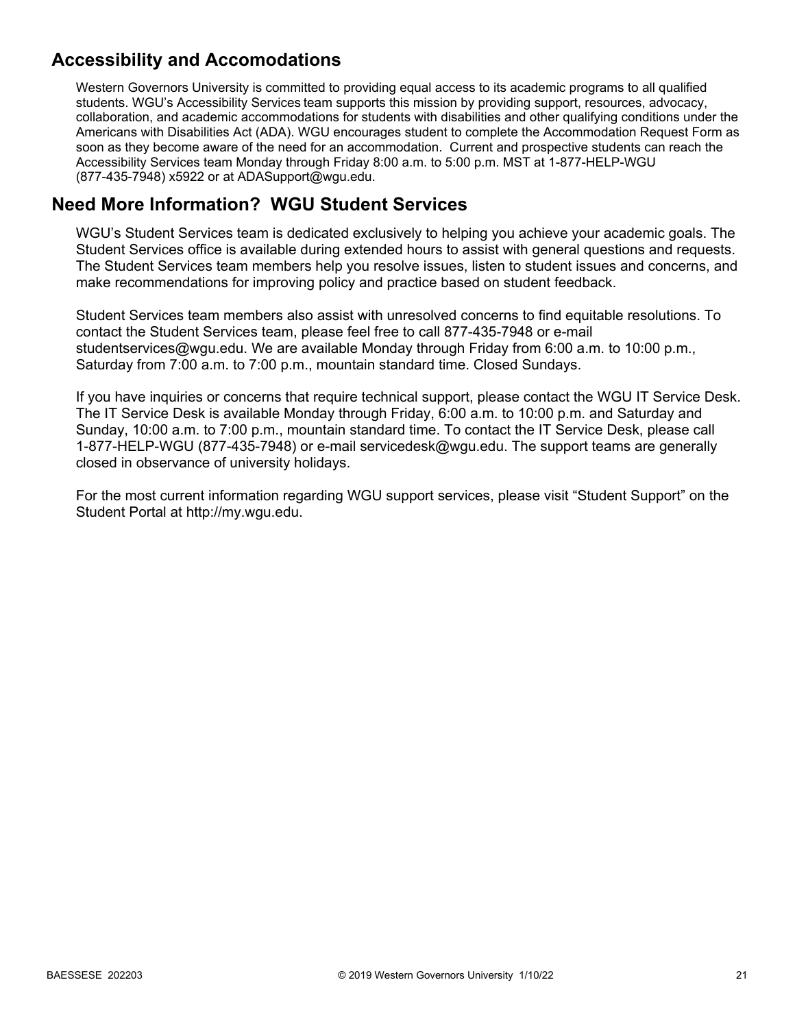## Accessibility and Accomodations

Western Governors University is committed to providing equal access to its academic programs to all qualified students. WGU's Accessibility Services team supports this mission by providing support, resources, advocacy, collaboration, and academic accommodations for students with disabilities and other qualifying conditions under the Americans with Disabilities Act (ADA). WGU encourages student to complete the Accommodation Request Form as soon as they become aware of the need for an accommodation. Current and prospective students can reach the Accessibility Services team Monday through Friday 8:00 a.m. to 5:00 p.m. MST at 1-877-HELP-WGU (877-435-7948) x5922 or at ADASupport@wgu.edu.

## Need More Information? WGU Student Services

WGU's Student Services team is dedicated exclusively to helping you achieve your academic goals. The Student Services office is available during extended hours to assist with general questions and requests. The Student Services team members help you resolve issues, listen to student issues and concerns, and make recommendations for improving policy and practice based on student feedback.

Student Services team members also assist with unresolved concerns to find equitable resolutions. To contact the Student Services team, please feel free to call 877-435-7948 or e-mail studentservices@wgu.edu. We are available Monday through Friday from 6:00 a.m. to 10:00 p.m., Saturday from 7:00 a.m. to 7:00 p.m., mountain standard time. Closed Sundays.

If you have inquiries or concerns that require technical support, please contact the WGU IT Service Desk. The IT Service Desk is available Monday through Friday, 6:00 a.m. to 10:00 p.m. and Saturday and Sunday, 10:00 a.m. to 7:00 p.m., mountain standard time. To contact the IT Service Desk, please call 1-877-HELP-WGU (877-435-7948) or e-mail servicedesk@wgu.edu. The support teams are generally closed in observance of university holidays.

For the most current information regarding WGU support services, please visit "Student Support" on the Student Portal at http://my.wgu.edu.